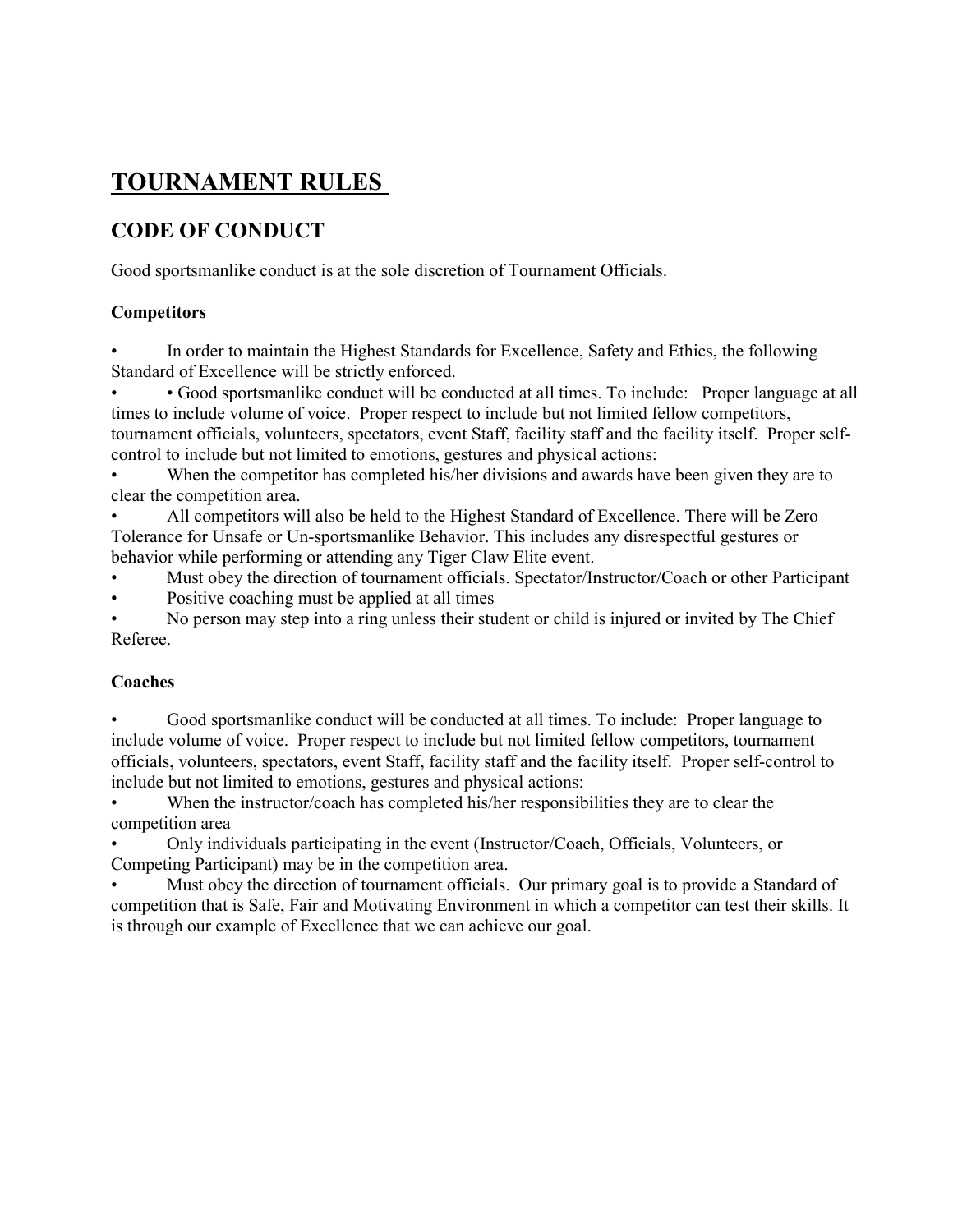# TOURNAMENT RULES

## CODE OF CONDUCT

Good sportsmanlike conduct is at the sole discretion of Tournament Officials.

### Competitors

- In order to maintain the Highest Standards for Excellence, Safety and Ethics, the following Standard of Excellence will be strictly enforced.
- • Good sportsmanlike conduct will be conducted at all times. To include: Proper language at all times to include volume of voice. Proper respect to include but not limited fellow competitors, tournament officials, volunteers, spectators, event Staff, facility staff and the facility itself. Proper self-control to include but not limited to emotions, gestures and physical actions:
- When the competitor has completed his/her divisions and awards have been given they are to clear the competition area.
- All competitors will also be held to the Highest Standard of Excellence. There will be Zero Tolerance for Unsafe or Un-sportsmanlike Behavior. This includes any disrespectful gestures or behavior while performing or attending any Tiger Claw Elite event.
- Must obey the direction of tournament officials. Spectator/Instructor/Coach or other Participant
- Positive coaching must be applied at all times
- No person may step into a ring unless their student or child is injured or invited by The Chief Referee.

### Coaches

- Good sportsmanlike conduct will be conducted at all times. To include: Proper language to include volume of voice. Proper respect to include but not limited fellow competitors, tournament officials, volunteers, spectators, event Staff, facility staff and the facility itself. Proper self-control to include but not limited to emotions, gestures and physical actions:
- When the instructor/coach has completed his/her responsibilities they are to clear the competition area
- Only individuals participating in the event (Instructor/Coach, Officials, Volunteers, or Competing Participant) may be in the competition area.
- Must obey the direction of tournament officials. Our primary goal is to provide a Standard of competition that is Safe, Fair and Motivating Environment in which a competitor can test their skills. It is through our example of Excellence that we can achieve our goal.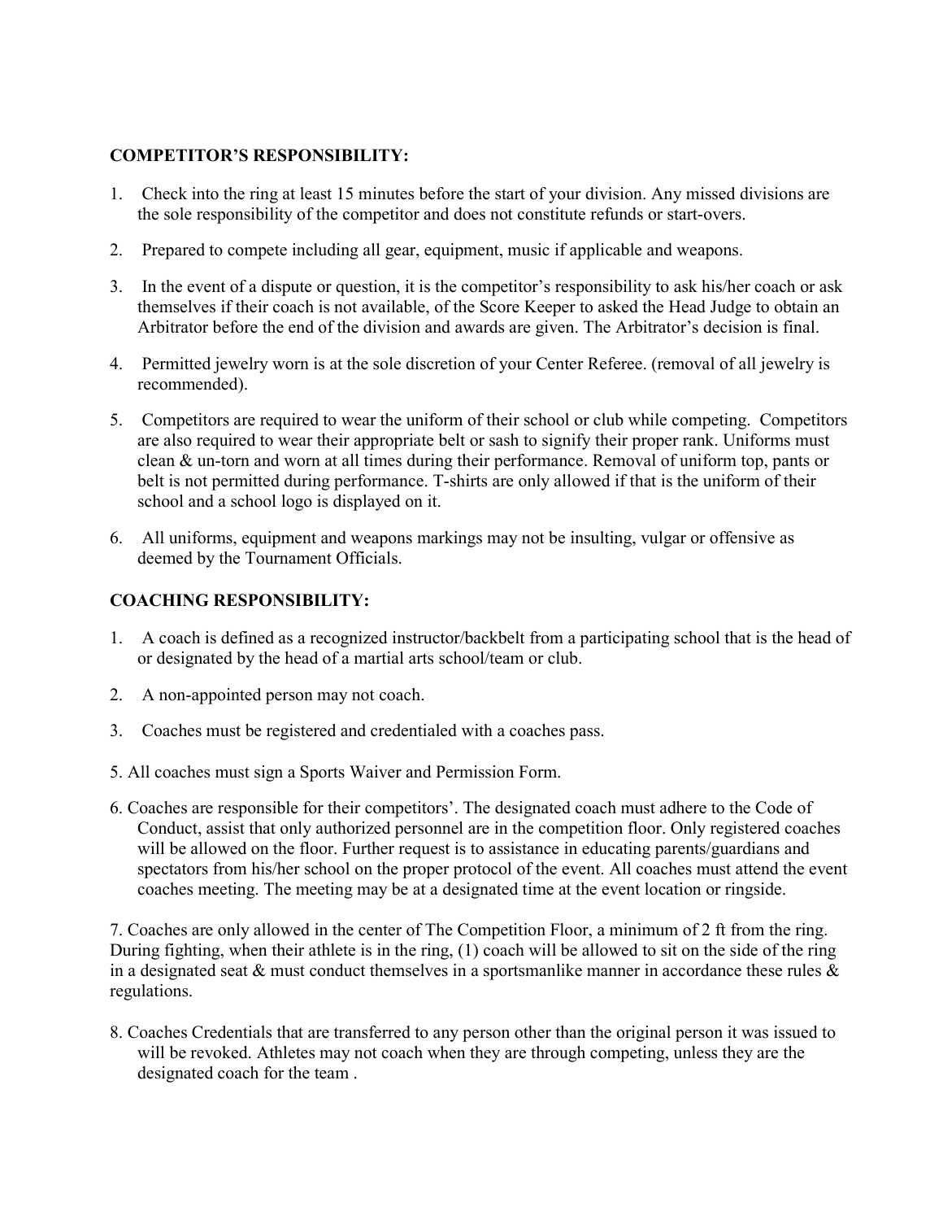**COMPETITOR'S RESPONSIBILITY:**

1. Check into the ring at least 15 minutes before the start of your division. Any missed divisions are the sole responsibility of the competitor and does not constitute refunds or start-overs.
2. Prepared to compete including all gear, equipment, music if applicable and weapons.
3. In the event of a dispute or question, it is the competitor's responsibility to ask his/her coach or ask themselves if their coach is not available, of the Score Keeper to asked the Head Judge to obtain an Arbitrator before the end of the division and awards are given. The Arbitrator's decision is final.
4. Permitted jewelry worn is at the sole discretion of your Center Referee. (removal of all jewelry is recommended).
5. Competitors are required to wear the uniform of their school or club while competing. Competitors are also required to wear their appropriate belt or sash to signify their proper rank. Uniforms must clean & un-torn and worn at all times during their performance. Removal of uniform top, pants or belt is not permitted during performance. T-shirts are only allowed if that is the uniform of their school and a school logo is displayed on it.
6. All uniforms, equipment and weapons markings may not be insulting, vulgar or offensive as deemed by the Tournament Officials.

**COACHING RESPONSIBILITY:**

1. A coach is defined as a recognized instructor/backbelt from a participating school that is the head of or designated by the head of a martial arts school/team or club.
2. A non-appointed person may not coach.
3. Coaches must be registered and credentialed with a coaches pass.

5. All coaches must sign a Sports Waiver and Permission Form.

6. Coaches are responsible for their competitors'. The designated coach must adhere to the Code of Conduct, assist that only authorized personnel are in the competition floor. Only registered coaches will be allowed on the floor. Further request is to assistance in educating parents/guardians and spectators from his/her school on the proper protocol of the event. All coaches must attend the event coaches meeting. The meeting may be at a designated time at the event location or ringside.

7. Coaches are only allowed in the center of The Competition Floor, a minimum of 2 ft from the ring. During fighting, when their athlete is in the ring, (1) coach will be allowed to sit on the side of the ring in a designated seat & must conduct themselves in a sportsmanlike manner in accordance these rules & regulations.

8. Coaches Credentials that are transferred to any person other than the original person it was issued to will be revoked. Athletes may not coach when they are through competing, unless they are the designated coach for the team .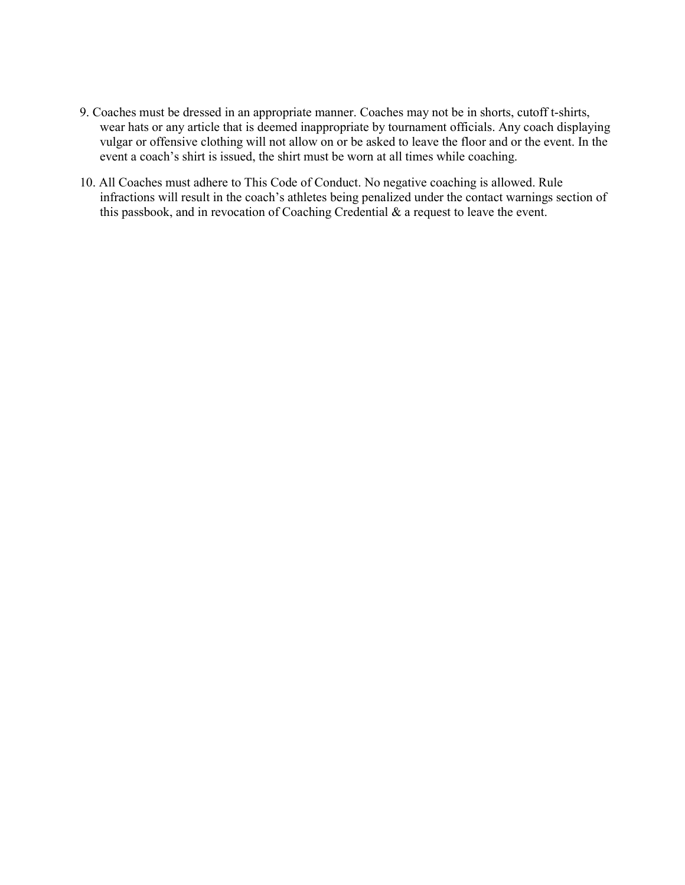9. Coaches must be dressed in an appropriate manner. Coaches may not be in shorts, cutoff t-shirts, wear hats or any article that is deemed inappropriate by tournament officials. Any coach displaying vulgar or offensive clothing will not allow on or be asked to leave the floor and or the event. In the event a coach's shirt is issued, the shirt must be worn at all times while coaching.

10. All Coaches must adhere to This Code of Conduct. No negative coaching is allowed. Rule infractions will result in the coach's athletes being penalized under the contact warnings section of this passbook, and in revocation of Coaching Credential & a request to leave the event.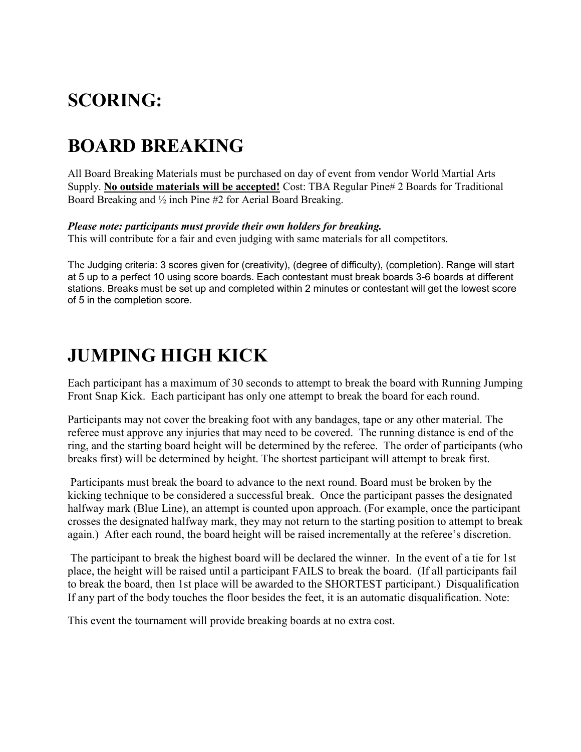# SCORING:

# BOARD BREAKING

All Board Breaking Materials must be purchased on day of event from vendor World Martial Arts Supply. **<u>No outside materials will be accepted!</u>** Cost: TBA Regular Pine# 2 Boards for Traditional Board Breaking and ½ inch Pine #2 for Aerial Board Breaking.

***Please note: participants must provide their own holders for breaking.***
This will contribute for a fair and even judging with same materials for all competitors.

The Judging criteria: 3 scores given for (creativity), (degree of difficulty), (completion). Range will start at 5 up to a perfect 10 using score boards. Each contestant must break boards 3-6 boards at different stations. Breaks must be set up and completed within 2 minutes or contestant will get the lowest score of 5 in the completion score.

# JUMPING HIGH KICK

Each participant has a maximum of 30 seconds to attempt to break the board with Running Jumping Front Snap Kick. Each participant has only one attempt to break the board for each round.

Participants may not cover the breaking foot with any bandages, tape or any other material. The referee must approve any injuries that may need to be covered. The running distance is end of the ring, and the starting board height will be determined by the referee. The order of participants (who breaks first) will be determined by height. The shortest participant will attempt to break first.

Participants must break the board to advance to the next round. Board must be broken by the kicking technique to be considered a successful break. Once the participant passes the designated halfway mark (Blue Line), an attempt is counted upon approach. (For example, once the participant crosses the designated halfway mark, they may not return to the starting position to attempt to break again.) After each round, the board height will be raised incrementally at the referee's discretion.

The participant to break the highest board will be declared the winner. In the event of a tie for 1st place, the height will be raised until a participant FAILS to break the board. (If all participants fail to break the board, then 1st place will be awarded to the SHORTEST participant.) Disqualification If any part of the body touches the floor besides the feet, it is an automatic disqualification. Note:

This event the tournament will provide breaking boards at no extra cost.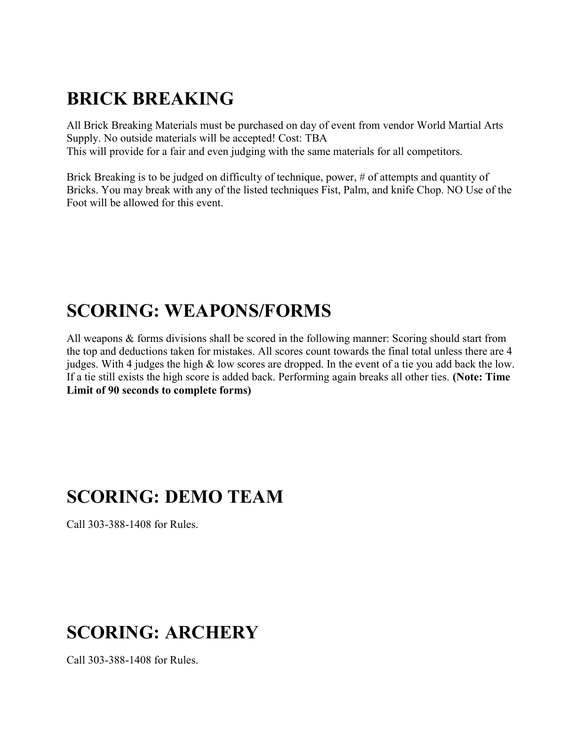# BRICK BREAKING

All Brick Breaking Materials must be purchased on day of event from vendor World Martial Arts Supply. No outside materials will be accepted! Cost: TBA
This will provide for a fair and even judging with the same materials for all competitors.

Brick Breaking is to be judged on difficulty of technique, power, # of attempts and quantity of Bricks. You may break with any of the listed techniques Fist, Palm, and knife Chop. NO Use of the Foot will be allowed for this event.

# SCORING: WEAPONS/FORMS

All weapons & forms divisions shall be scored in the following manner: Scoring should start from the top and deductions taken for mistakes. All scores count towards the final total unless there are 4 judges. With 4 judges the high & low scores are dropped. In the event of a tie you add back the low. If a tie still exists the high score is added back. Performing again breaks all other ties. **(Note: Time Limit of 90 seconds to complete forms)**

# SCORING: DEMO TEAM

Call 303-388-1408 for Rules.

# SCORING: ARCHERY

Call 303-388-1408 for Rules.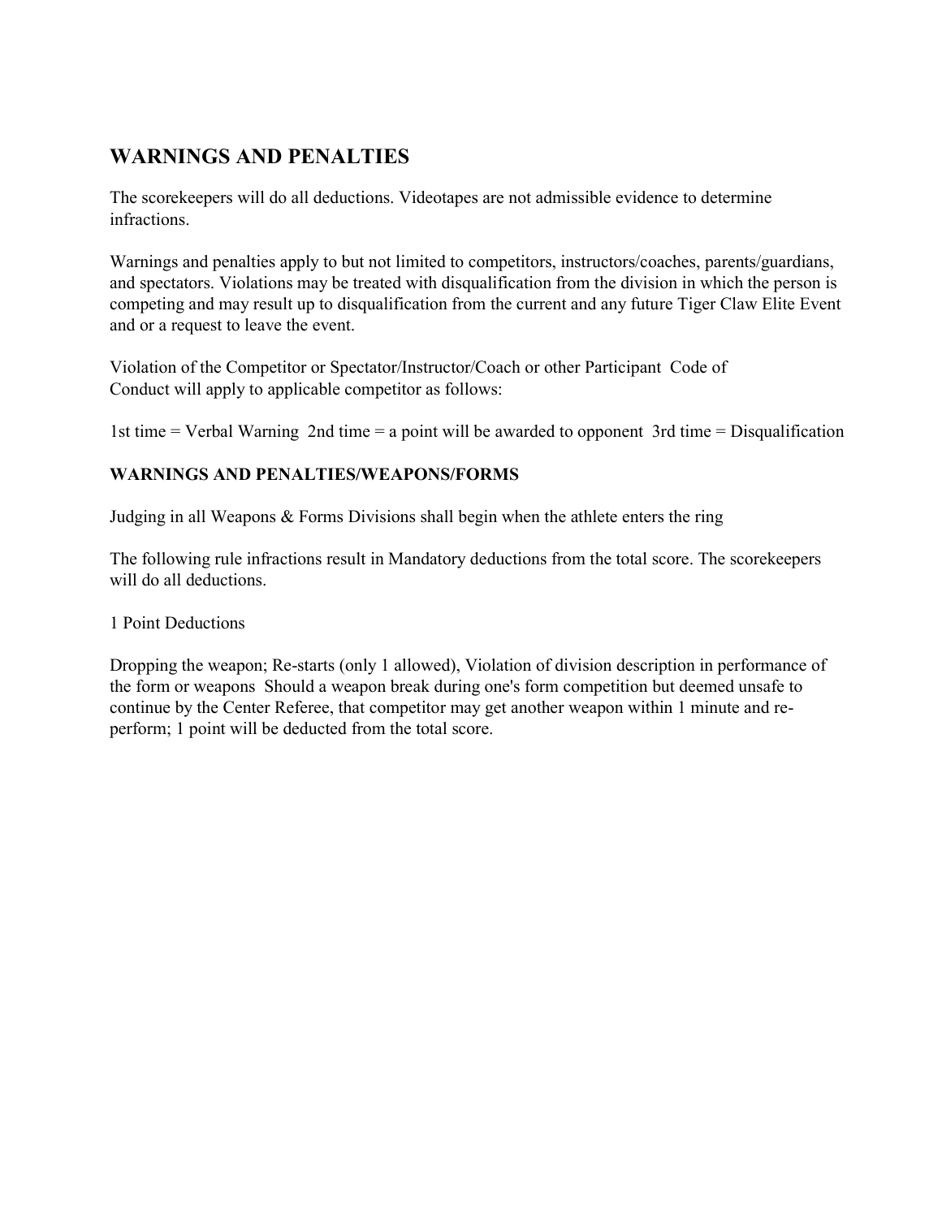## WARNINGS AND PENALTIES

The scorekeepers will do all deductions. Videotapes are not admissible evidence to determine infractions.

Warnings and penalties apply to but not limited to competitors, instructors/coaches, parents/guardians, and spectators. Violations may be treated with disqualification from the division in which the person is competing and may result up to disqualification from the current and any future Tiger Claw Elite Event and or a request to leave the event.

Violation of the Competitor or Spectator/Instructor/Coach or other Participant Code of Conduct will apply to applicable competitor as follows:

1st time = Verbal Warning 2nd time = a point will be awarded to opponent 3rd time = Disqualification

### WARNINGS AND PENALTIES/WEAPONS/FORMS

Judging in all Weapons & Forms Divisions shall begin when the athlete enters the ring

The following rule infractions result in Mandatory deductions from the total score. The scorekeepers will do all deductions.

1 Point Deductions

Dropping the weapon; Re-starts (only 1 allowed), Violation of division description in performance of the form or weapons Should a weapon break during one's form competition but deemed unsafe to continue by the Center Referee, that competitor may get another weapon within 1 minute and re-perform; 1 point will be deducted from the total score.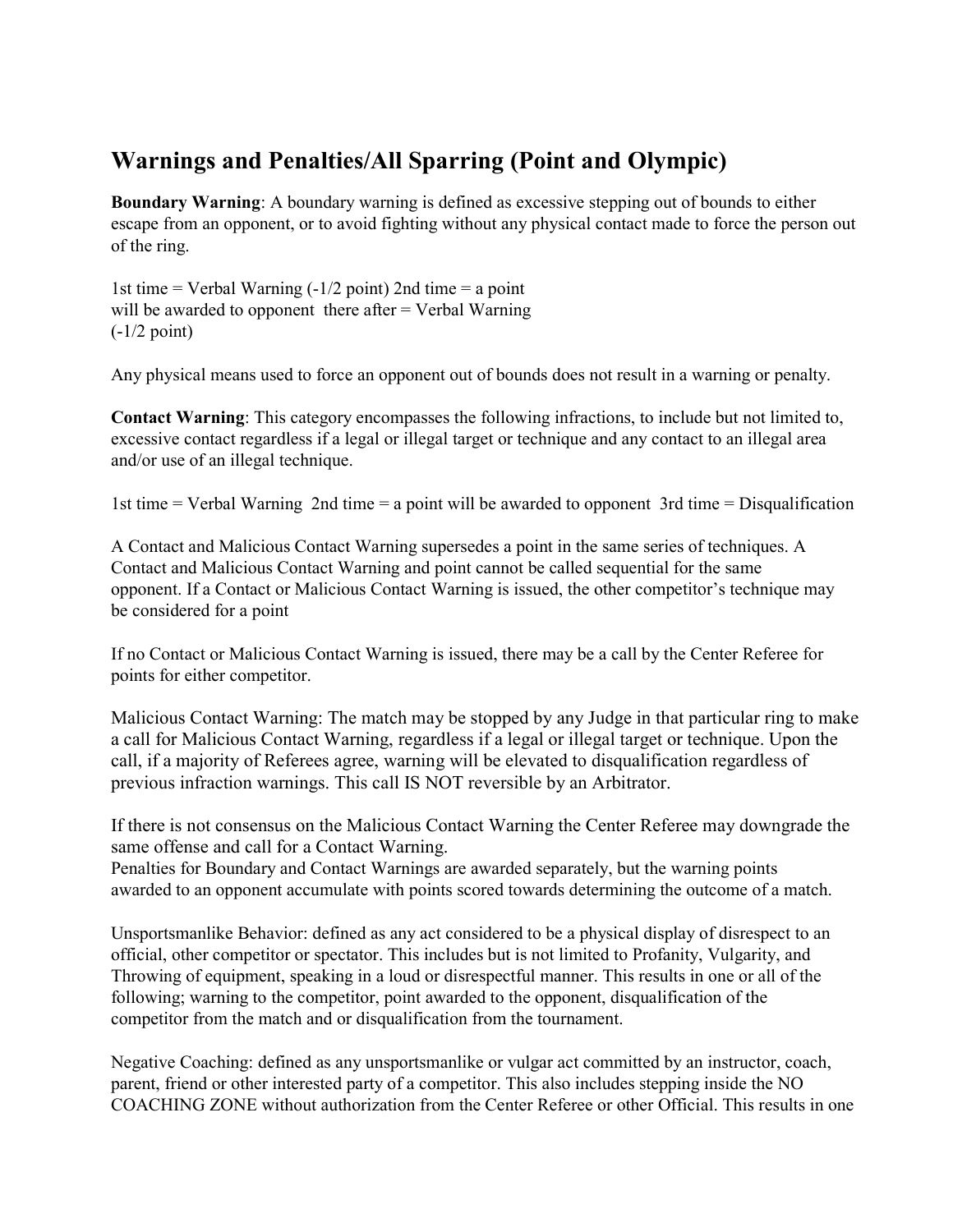## Warnings and Penalties/All Sparring (Point and Olympic)

**Boundary Warning**: A boundary warning is defined as excessive stepping out of bounds to either escape from an opponent, or to avoid fighting without any physical contact made to force the person out of the ring.

1st time = Verbal Warning (-1/2 point) 2nd time = a point will be awarded to opponent there after = Verbal Warning (-1/2 point)

Any physical means used to force an opponent out of bounds does not result in a warning or penalty.

**Contact Warning**: This category encompasses the following infractions, to include but not limited to, excessive contact regardless if a legal or illegal target or technique and any contact to an illegal area and/or use of an illegal technique.

1st time = Verbal Warning 2nd time = a point will be awarded to opponent 3rd time = Disqualification

A Contact and Malicious Contact Warning supersedes a point in the same series of techniques. A Contact and Malicious Contact Warning and point cannot be called sequential for the same opponent. If a Contact or Malicious Contact Warning is issued, the other competitor's technique may be considered for a point

If no Contact or Malicious Contact Warning is issued, there may be a call by the Center Referee for points for either competitor.

Malicious Contact Warning: The match may be stopped by any Judge in that particular ring to make a call for Malicious Contact Warning, regardless if a legal or illegal target or technique. Upon the call, if a majority of Referees agree, warning will be elevated to disqualification regardless of previous infraction warnings. This call IS NOT reversible by an Arbitrator.

If there is not consensus on the Malicious Contact Warning the Center Referee may downgrade the same offense and call for a Contact Warning.
Penalties for Boundary and Contact Warnings are awarded separately, but the warning points awarded to an opponent accumulate with points scored towards determining the outcome of a match.

Unsportsmanlike Behavior: defined as any act considered to be a physical display of disrespect to an official, other competitor or spectator. This includes but is not limited to Profanity, Vulgarity, and Throwing of equipment, speaking in a loud or disrespectful manner. This results in one or all of the following; warning to the competitor, point awarded to the opponent, disqualification of the competitor from the match and or disqualification from the tournament.

Negative Coaching: defined as any unsportsmanlike or vulgar act committed by an instructor, coach, parent, friend or other interested party of a competitor. This also includes stepping inside the NO COACHING ZONE without authorization from the Center Referee or other Official. This results in one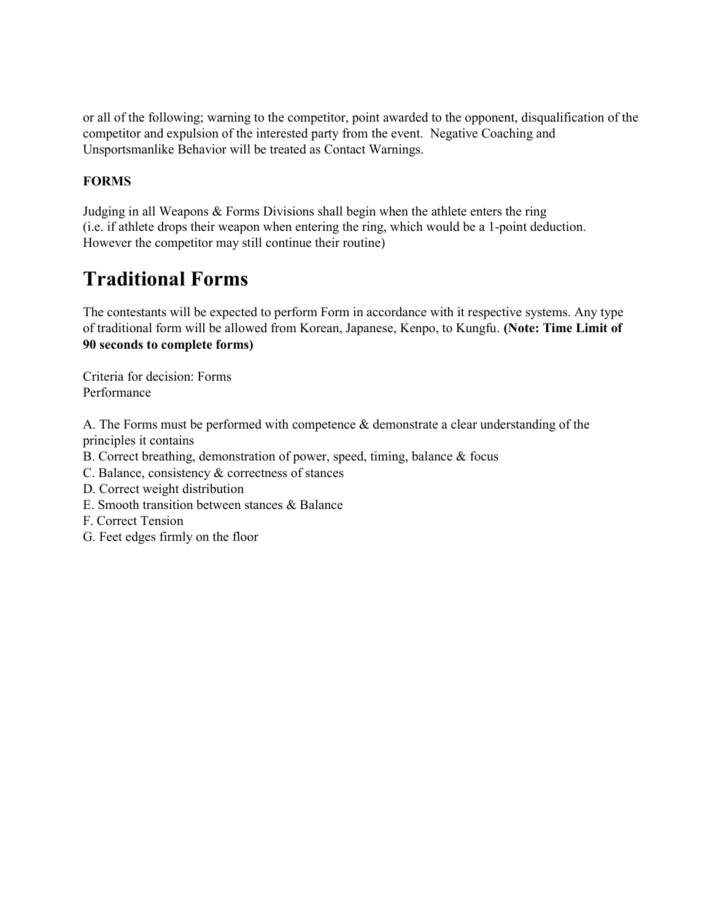or all of the following; warning to the competitor, point awarded to the opponent, disqualification of the competitor and expulsion of the interested party from the event. Negative Coaching and Unsportsmanlike Behavior will be treated as Contact Warnings.

**FORMS**

Judging in all Weapons & Forms Divisions shall begin when the athlete enters the ring
(i.e. if athlete drops their weapon when entering the ring, which would be a 1-point deduction. However the competitor may still continue their routine)

# Traditional Forms

The contestants will be expected to perform Form in accordance with it respective systems. Any type of traditional form will be allowed from Korean, Japanese, Kenpo, to Kungfu. **(Note: Time Limit of 90 seconds to complete forms)**

Criteria for decision: Forms
Performance

A. The Forms must be performed with competence & demonstrate a clear understanding of the principles it contains
B. Correct breathing, demonstration of power, speed, timing, balance & focus
C. Balance, consistency & correctness of stances
D. Correct weight distribution
E. Smooth transition between stances & Balance
F. Correct Tension
G. Feet edges firmly on the floor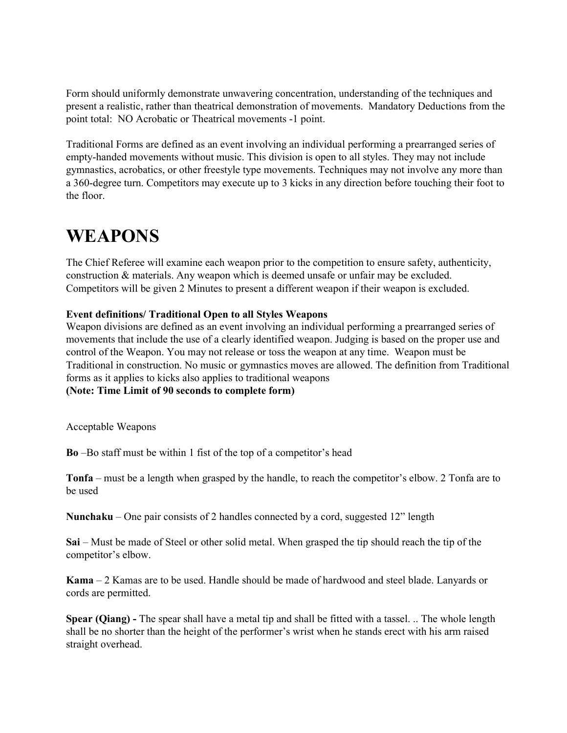Form should uniformly demonstrate unwavering concentration, understanding of the techniques and present a realistic, rather than theatrical demonstration of movements.  Mandatory Deductions from the point total:  NO Acrobatic or Theatrical movements -1 point.

Traditional Forms are defined as an event involving an individual performing a prearranged series of empty-handed movements without music. This division is open to all styles. They may not include gymnastics, acrobatics, or other freestyle type movements. Techniques may not involve any more than a 360-degree turn. Competitors may execute up to 3 kicks in any direction before touching their foot to the floor.

# WEAPONS

The Chief Referee will examine each weapon prior to the competition to ensure safety, authenticity, construction & materials. Any weapon which is deemed unsafe or unfair may be excluded. Competitors will be given 2 Minutes to present a different weapon if their weapon is excluded.

**Event definitions/ Traditional Open to all Styles Weapons**
Weapon divisions are defined as an event involving an individual performing a prearranged series of movements that include the use of a clearly identified weapon. Judging is based on the proper use and control of the Weapon. You may not release or toss the weapon at any time.  Weapon must be Traditional in construction. No music or gymnastics moves are allowed. The definition from Traditional forms as it applies to kicks also applies to traditional weapons
**(Note: Time Limit of 90 seconds to complete form)**

Acceptable Weapons

**Bo** –Bo staff must be within 1 fist of the top of a competitor's head

**Tonfa** – must be a length when grasped by the handle, to reach the competitor's elbow. 2 Tonfa are to be used

**Nunchaku** – One pair consists of 2 handles connected by a cord, suggested 12" length

**Sai** – Must be made of Steel or other solid metal. When grasped the tip should reach the tip of the competitor's elbow.

**Kama** – 2 Kamas are to be used. Handle should be made of hardwood and steel blade. Lanyards or cords are permitted.

**Spear (Qiang) -** The spear shall have a metal tip and shall be fitted with a tassel. .. The whole length shall be no shorter than the height of the performer's wrist when he stands erect with his arm raised straight overhead.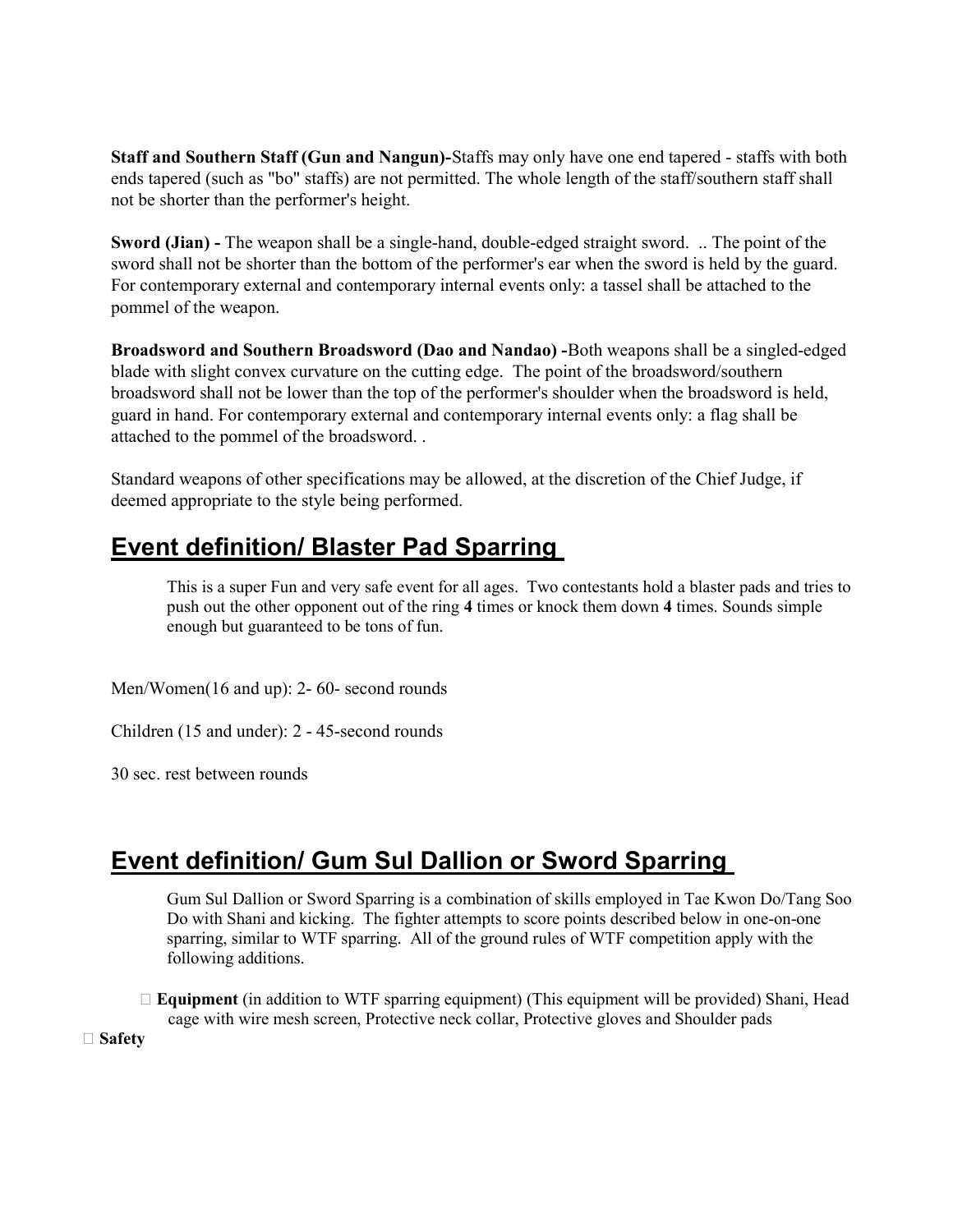**Staff and Southern Staff (Gun and Nangun)-**Staffs may only have one end tapered - staffs with both ends tapered (such as "bo" staffs) are not permitted. The whole length of the staff/southern staff shall not be shorter than the performer's height.

**Sword (Jian) -** The weapon shall be a single-hand, double-edged straight sword. .. The point of the sword shall not be shorter than the bottom of the performer's ear when the sword is held by the guard. For contemporary external and contemporary internal events only: a tassel shall be attached to the pommel of the weapon.

**Broadsword and Southern Broadsword (Dao and Nandao) -**Both weapons shall be a singled-edged blade with slight convex curvature on the cutting edge. The point of the broadsword/southern broadsword shall not be lower than the top of the performer's shoulder when the broadsword is held, guard in hand. For contemporary external and contemporary internal events only: a flag shall be attached to the pommel of the broadsword. .

Standard weapons of other specifications may be allowed, at the discretion of the Chief Judge, if deemed appropriate to the style being performed.

## Event definition/ Blaster Pad Sparring

This is a super Fun and very safe event for all ages. Two contestants hold a blaster pads and tries to push out the other opponent out of the ring **4** times or knock them down **4** times. Sounds simple enough but guaranteed to be tons of fun.

Men/Women(16 and up): 2- 60- second rounds

Children (15 and under): 2 - 45-second rounds

30 sec. rest between rounds

## Event definition/ Gum Sul Dallion or Sword Sparring

Gum Sul Dallion or Sword Sparring is a combination of skills employed in Tae Kwon Do/Tang Soo Do with Shani and kicking. The fighter attempts to score points described below in one-on-one sparring, similar to WTF sparring. All of the ground rules of WTF competition apply with the following additions.

- **Equipment** (in addition to WTF sparring equipment) (This equipment will be provided) Shani, Head cage with wire mesh screen, Protective neck collar, Protective gloves and Shoulder pads

- **Safety**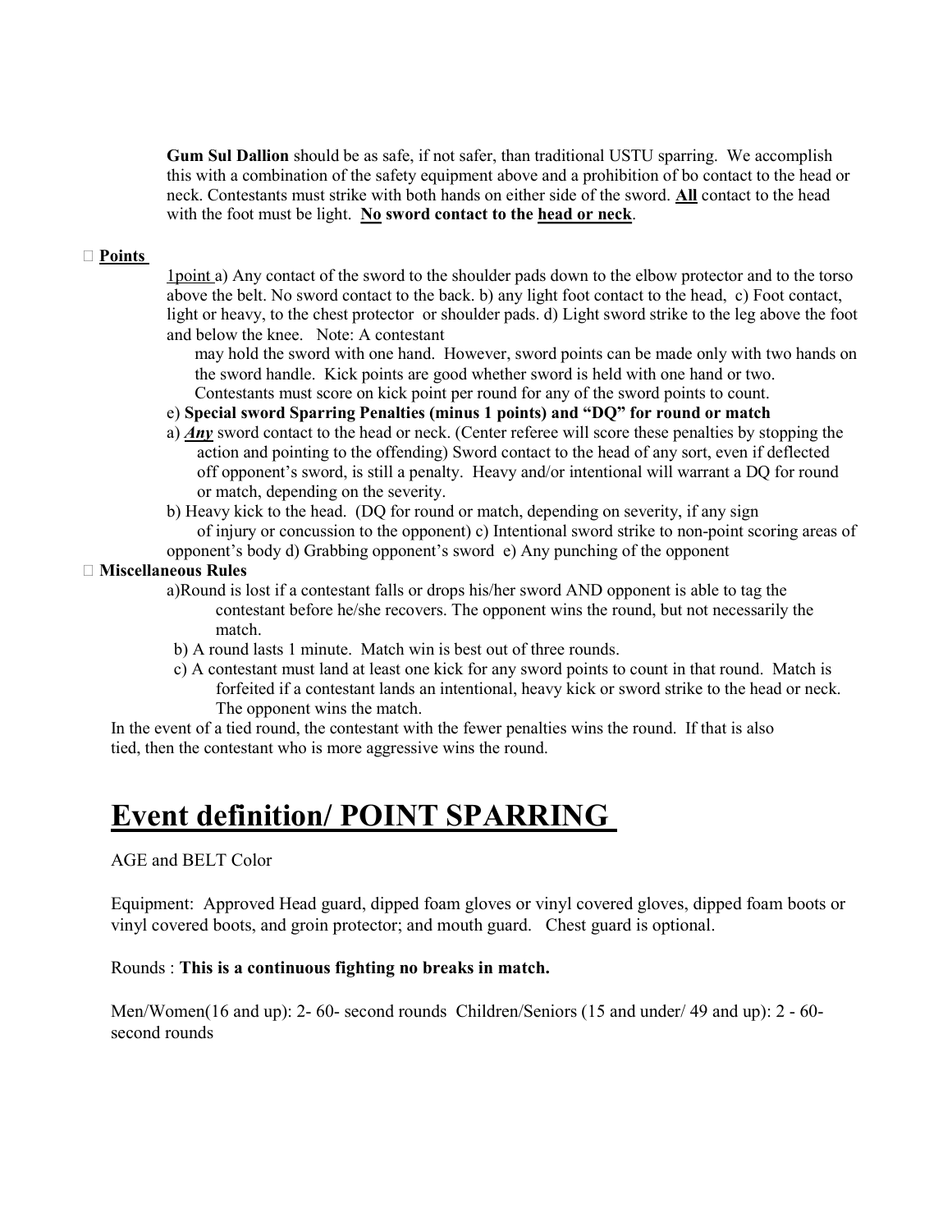**Gum Sul Dallion** should be as safe, if not safer, than traditional USTU sparring. We accomplish this with a combination of the safety equipment above and a prohibition of bo contact to the head or neck. Contestants must strike with both hands on either side of the sword. **All** contact to the head with the foot must be light. **No sword contact to the head or neck**.

 **Points**

1point a) Any contact of the sword to the shoulder pads down to the elbow protector and to the torso above the belt. No sword contact to the back. b) any light foot contact to the head, c) Foot contact, light or heavy, to the chest protector or shoulder pads. d) Light sword strike to the leg above the foot and below the knee. Note: A contestant may hold the sword with one hand. However, sword points can be made only with two hands on the sword handle. Kick points are good whether sword is held with one hand or two. Contestants must score on kick point per round for any of the sword points to count.

e) **Special sword Sparring Penalties (minus 1 points) and "DQ" for round or match**

a) ***Any*** sword contact to the head or neck. (Center referee will score these penalties by stopping the action and pointing to the offending) Sword contact to the head of any sort, even if deflected off opponent's sword, is still a penalty. Heavy and/or intentional will warrant a DQ for round or match, depending on the severity.

b) Heavy kick to the head. (DQ for round or match, depending on severity, if any sign of injury or concussion to the opponent) c) Intentional sword strike to non-point scoring areas of opponent's body d) Grabbing opponent's sword e) Any punching of the opponent

 **Miscellaneous Rules**

a)Round is lost if a contestant falls or drops his/her sword AND opponent is able to tag the contestant before he/she recovers. The opponent wins the round, but not necessarily the match.

b) A round lasts 1 minute. Match win is best out of three rounds.

c) A contestant must land at least one kick for any sword points to count in that round. Match is forfeited if a contestant lands an intentional, heavy kick or sword strike to the head or neck. The opponent wins the match.

In the event of a tied round, the contestant with the fewer penalties wins the round. If that is also tied, then the contestant who is more aggressive wins the round.

# Event definition/ POINT SPARRING

AGE and BELT Color

Equipment: Approved Head guard, dipped foam gloves or vinyl covered gloves, dipped foam boots or vinyl covered boots, and groin protector; and mouth guard. Chest guard is optional.

Rounds : **This is a continuous fighting no breaks in match.**

Men/Women(16 and up): 2- 60- second rounds Children/Seniors (15 and under/ 49 and up): 2 - 60- second rounds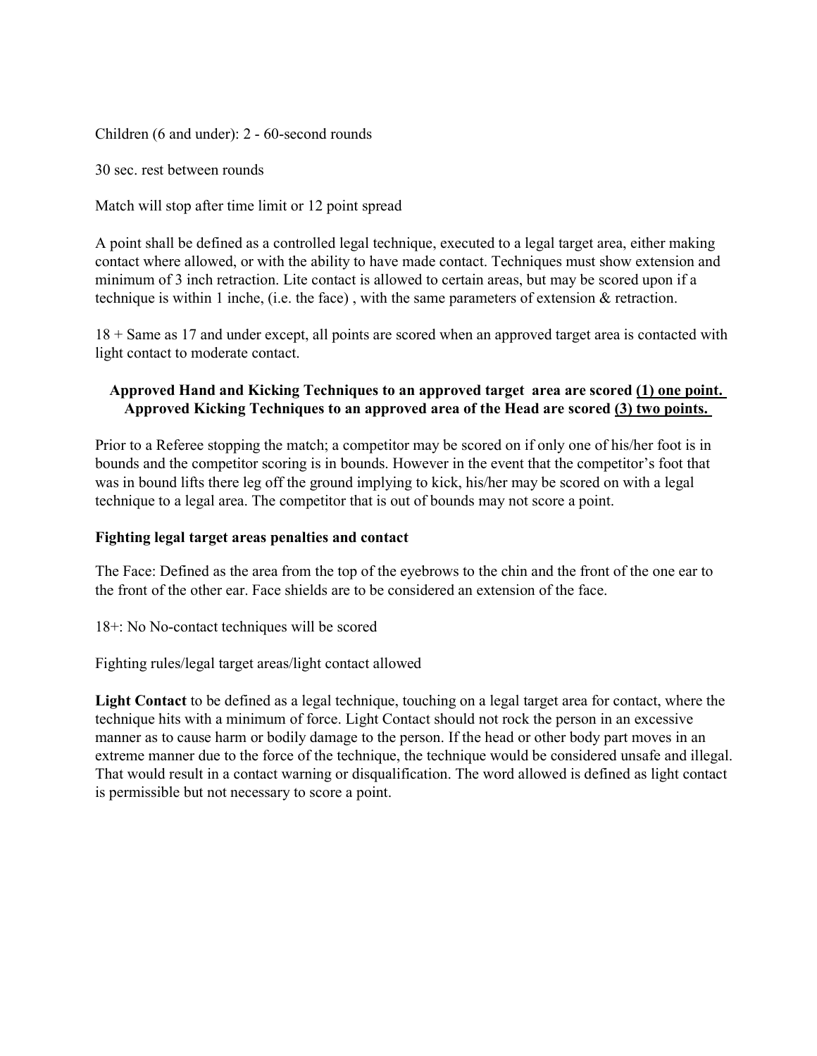Children (6 and under): 2 - 60-second rounds

30 sec. rest between rounds

Match will stop after time limit or 12 point spread

A point shall be defined as a controlled legal technique, executed to a legal target area, either making contact where allowed, or with the ability to have made contact. Techniques must show extension and minimum of 3 inch retraction. Lite contact is allowed to certain areas, but may be scored upon if a technique is within 1 inche, (i.e. the face) , with the same parameters of extension & retraction.

18 + Same as 17 and under except, all points are scored when an approved target area is contacted with light contact to moderate contact.

**Approved Hand and Kicking Techniques to an approved target area are scored <u>(1) one point.</u>**
**Approved Kicking Techniques to an approved area of the Head are scored <u>(3) two points.</u>**

Prior to a Referee stopping the match; a competitor may be scored on if only one of his/her foot is in bounds and the competitor scoring is in bounds. However in the event that the competitor's foot that was in bound lifts there leg off the ground implying to kick, his/her may be scored on with a legal technique to a legal area. The competitor that is out of bounds may not score a point.

**Fighting legal target areas penalties and contact**

The Face: Defined as the area from the top of the eyebrows to the chin and the front of the one ear to the front of the other ear. Face shields are to be considered an extension of the face.

18+: No No-contact techniques will be scored

Fighting rules/legal target areas/light contact allowed

**Light Contact** to be defined as a legal technique, touching on a legal target area for contact, where the technique hits with a minimum of force. Light Contact should not rock the person in an excessive manner as to cause harm or bodily damage to the person. If the head or other body part moves in an extreme manner due to the force of the technique, the technique would be considered unsafe and illegal. That would result in a contact warning or disqualification. The word allowed is defined as light contact is permissible but not necessary to score a point.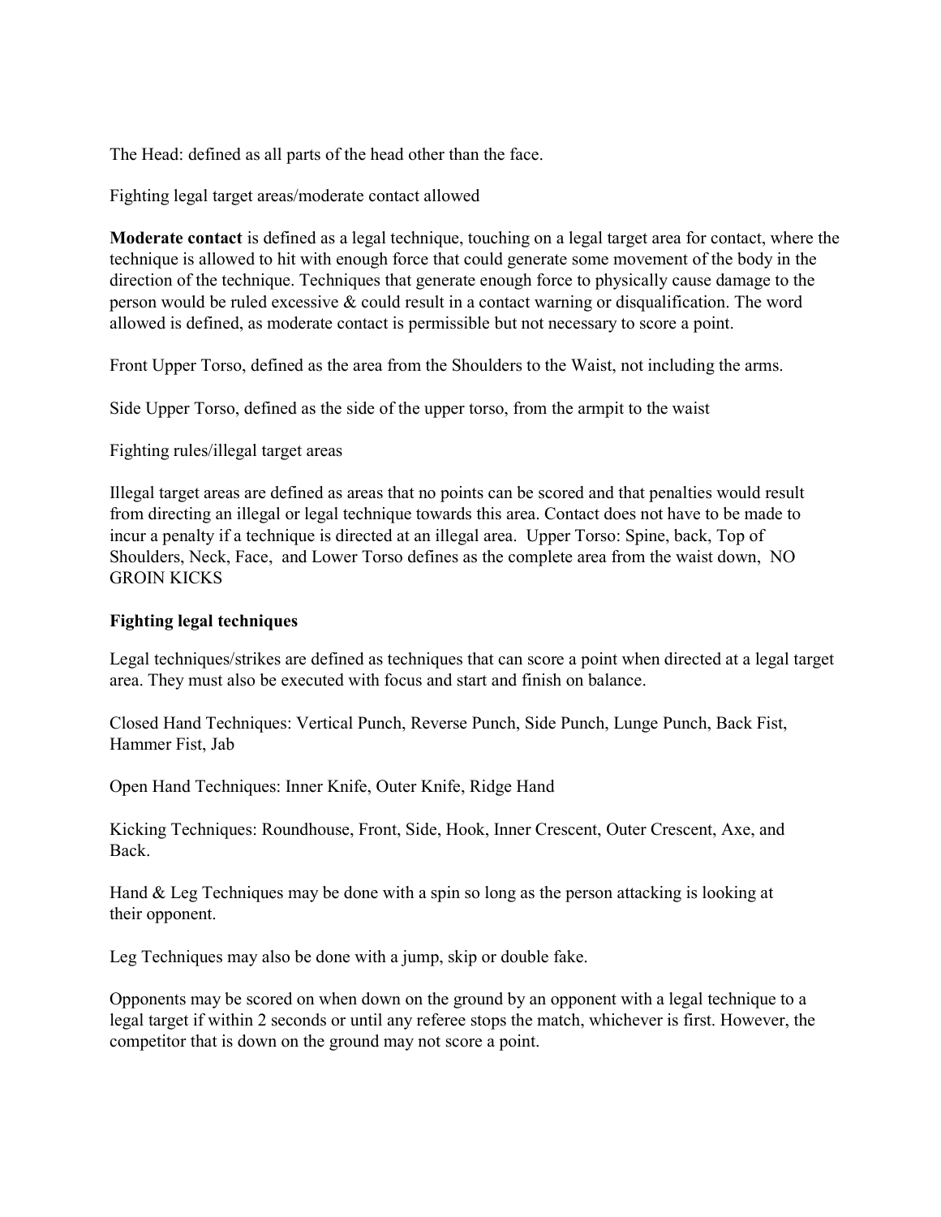The Head: defined as all parts of the head other than the face.

Fighting legal target areas/moderate contact allowed

**Moderate contact** is defined as a legal technique, touching on a legal target area for contact, where the technique is allowed to hit with enough force that could generate some movement of the body in the direction of the technique. Techniques that generate enough force to physically cause damage to the person would be ruled excessive & could result in a contact warning or disqualification. The word allowed is defined, as moderate contact is permissible but not necessary to score a point.

Front Upper Torso, defined as the area from the Shoulders to the Waist, not including the arms.

Side Upper Torso, defined as the side of the upper torso, from the armpit to the waist

Fighting rules/illegal target areas

Illegal target areas are defined as areas that no points can be scored and that penalties would result from directing an illegal or legal technique towards this area. Contact does not have to be made to incur a penalty if a technique is directed at an illegal area. Upper Torso: Spine, back, Top of Shoulders, Neck, Face, and Lower Torso defines as the complete area from the waist down, NO GROIN KICKS

**Fighting legal techniques**

Legal techniques/strikes are defined as techniques that can score a point when directed at a legal target area. They must also be executed with focus and start and finish on balance.

Closed Hand Techniques: Vertical Punch, Reverse Punch, Side Punch, Lunge Punch, Back Fist, Hammer Fist, Jab

Open Hand Techniques: Inner Knife, Outer Knife, Ridge Hand

Kicking Techniques: Roundhouse, Front, Side, Hook, Inner Crescent, Outer Crescent, Axe, and Back.

Hand & Leg Techniques may be done with a spin so long as the person attacking is looking at their opponent.

Leg Techniques may also be done with a jump, skip or double fake.

Opponents may be scored on when down on the ground by an opponent with a legal technique to a legal target if within 2 seconds or until any referee stops the match, whichever is first. However, the competitor that is down on the ground may not score a point.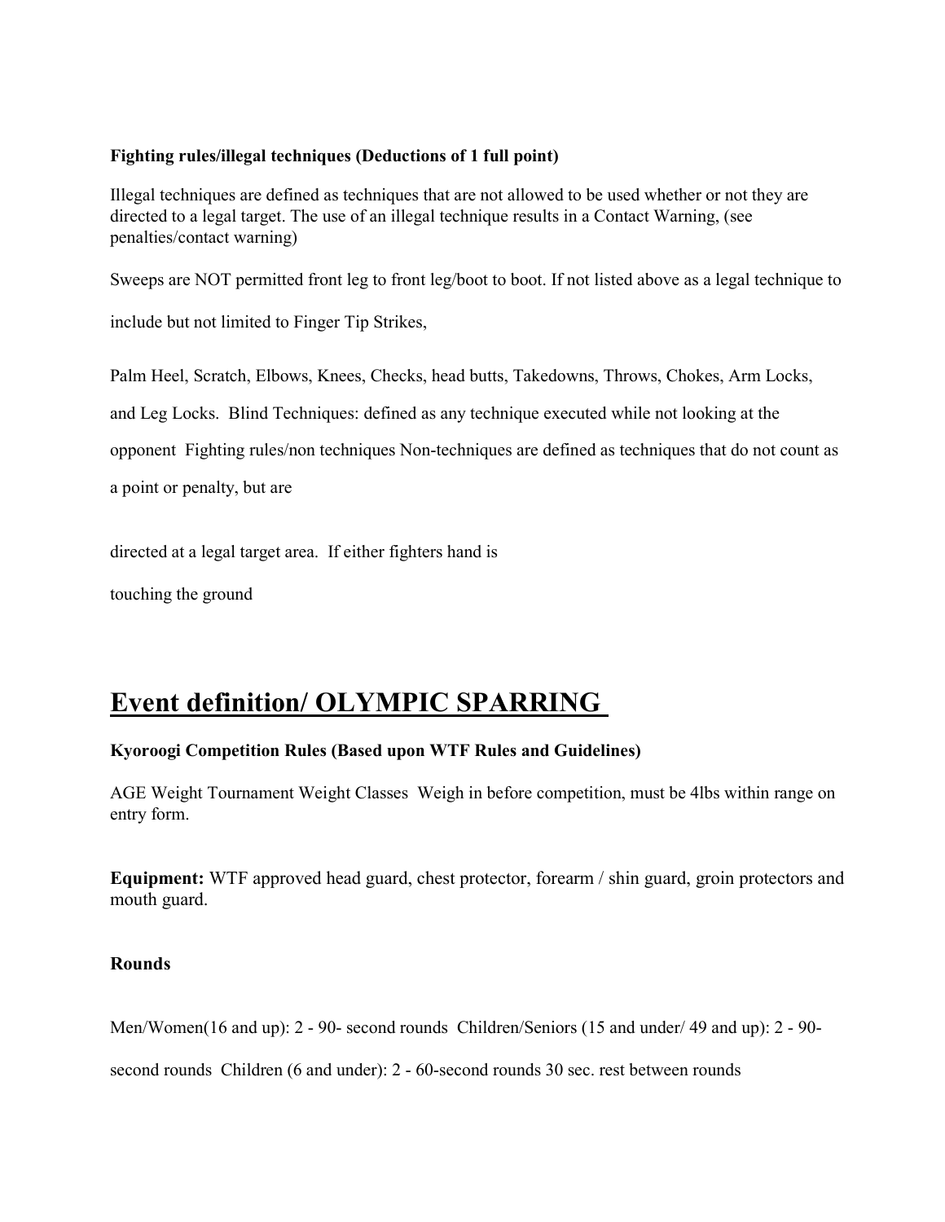**Fighting rules/illegal techniques (Deductions of 1 full point)**

Illegal techniques are defined as techniques that are not allowed to be used whether or not they are directed to a legal target. The use of an illegal technique results in a Contact Warning, (see penalties/contact warning)

Sweeps are NOT permitted front leg to front leg/boot to boot. If not listed above as a legal technique to include but not limited to Finger Tip Strikes,

Palm Heel, Scratch, Elbows, Knees, Checks, head butts, Takedowns, Throws, Chokes, Arm Locks, and Leg Locks. Blind Techniques: defined as any technique executed while not looking at the opponent Fighting rules/non techniques Non-techniques are defined as techniques that do not count as a point or penalty, but are

directed at a legal target area. If either fighters hand is touching the ground

# Event definition/ OLYMPIC SPARRING

**Kyoroogi Competition Rules (Based upon WTF Rules and Guidelines)**

AGE Weight Tournament Weight Classes Weigh in before competition, must be 4lbs within range on entry form.

**Equipment:** WTF approved head guard, chest protector, forearm / shin guard, groin protectors and mouth guard.

**Rounds**

Men/Women(16 and up): 2 - 90- second rounds Children/Seniors (15 and under/ 49 and up): 2 - 90-second rounds Children (6 and under): 2 - 60-second rounds 30 sec. rest between rounds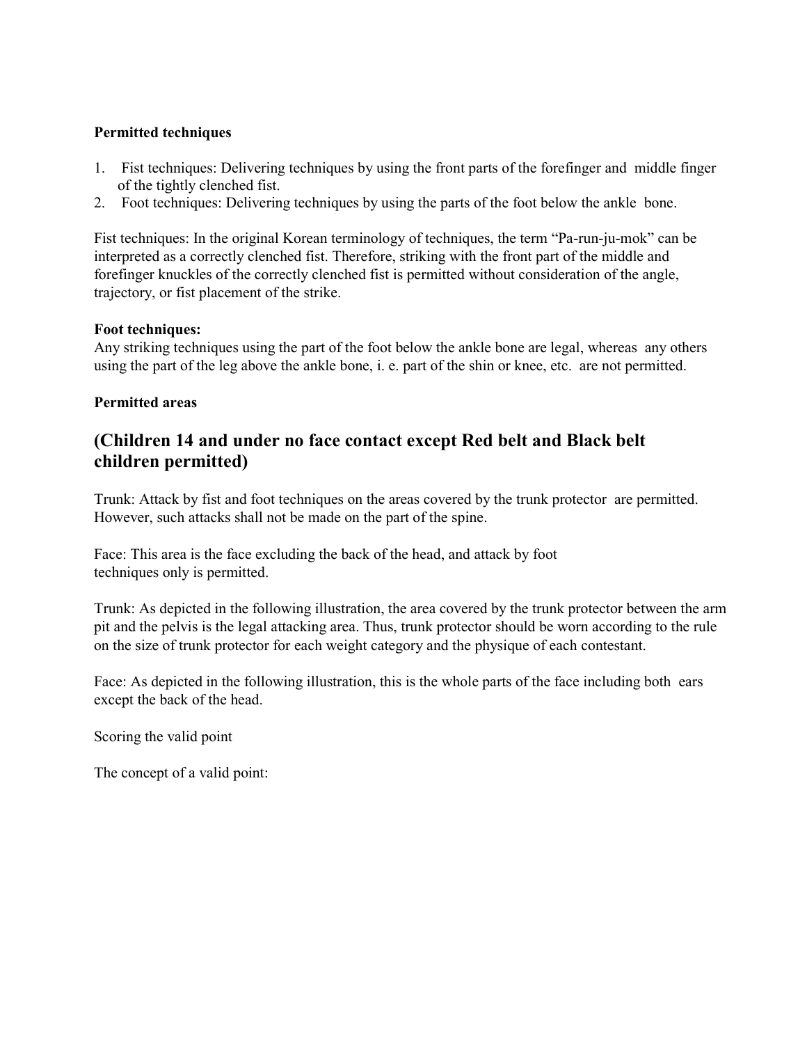**Permitted techniques**

1. Fist techniques: Delivering techniques by using the front parts of the forefinger and middle finger of the tightly clenched fist.
2. Foot techniques: Delivering techniques by using the parts of the foot below the ankle bone.

Fist techniques: In the original Korean terminology of techniques, the term "Pa-run-ju-mok" can be interpreted as a correctly clenched fist. Therefore, striking with the front part of the middle and forefinger knuckles of the correctly clenched fist is permitted without consideration of the angle, trajectory, or fist placement of the strike.

**Foot techniques:**
Any striking techniques using the part of the foot below the ankle bone are legal, whereas any others using the part of the leg above the ankle bone, i. e. part of the shin or knee, etc. are not permitted.

**Permitted areas**

## (Children 14 and under no face contact except Red belt and Black belt children permitted)

Trunk: Attack by fist and foot techniques on the areas covered by the trunk protector are permitted. However, such attacks shall not be made on the part of the spine.

Face: This area is the face excluding the back of the head, and attack by foot techniques only is permitted.

Trunk: As depicted in the following illustration, the area covered by the trunk protector between the arm pit and the pelvis is the legal attacking area. Thus, trunk protector should be worn according to the rule on the size of trunk protector for each weight category and the physique of each contestant.

Face: As depicted in the following illustration, this is the whole parts of the face including both ears except the back of the head.

Scoring the valid point

The concept of a valid point: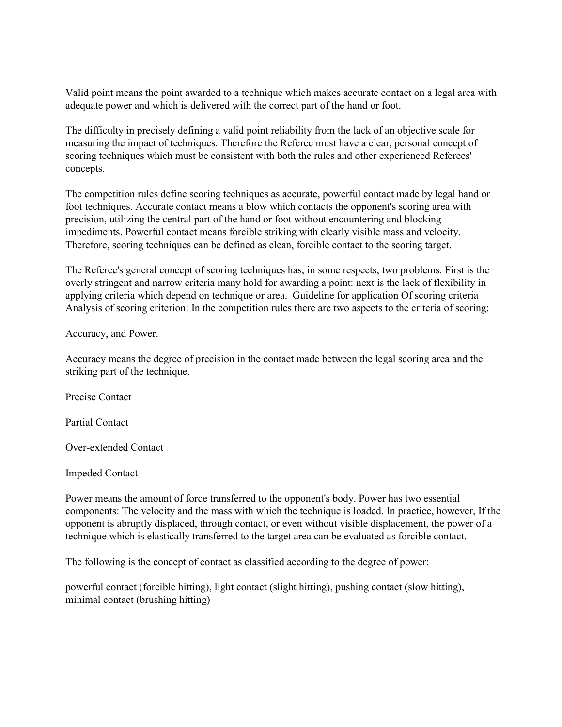Valid point means the point awarded to a technique which makes accurate contact on a legal area with adequate power and which is delivered with the correct part of the hand or foot.

The difficulty in precisely defining a valid point reliability from the lack of an objective scale for measuring the impact of techniques. Therefore the Referee must have a clear, personal concept of scoring techniques which must be consistent with both the rules and other experienced Referees' concepts.

The competition rules define scoring techniques as accurate, powerful contact made by legal hand or foot techniques. Accurate contact means a blow which contacts the opponent's scoring area with precision, utilizing the central part of the hand or foot without encountering and blocking impediments. Powerful contact means forcible striking with clearly visible mass and velocity. Therefore, scoring techniques can be defined as clean, forcible contact to the scoring target.

The Referee's general concept of scoring techniques has, in some respects, two problems. First is the overly stringent and narrow criteria many hold for awarding a point: next is the lack of flexibility in applying criteria which depend on technique or area. Guideline for application Of scoring criteria Analysis of scoring criterion: In the competition rules there are two aspects to the criteria of scoring:

Accuracy, and Power.

Accuracy means the degree of precision in the contact made between the legal scoring area and the striking part of the technique.

Precise Contact

Partial Contact

Over-extended Contact

Impeded Contact

Power means the amount of force transferred to the opponent's body. Power has two essential components: The velocity and the mass with which the technique is loaded. In practice, however, If the opponent is abruptly displaced, through contact, or even without visible displacement, the power of a technique which is elastically transferred to the target area can be evaluated as forcible contact.

The following is the concept of contact as classified according to the degree of power:

powerful contact (forcible hitting), light contact (slight hitting), pushing contact (slow hitting), minimal contact (brushing hitting)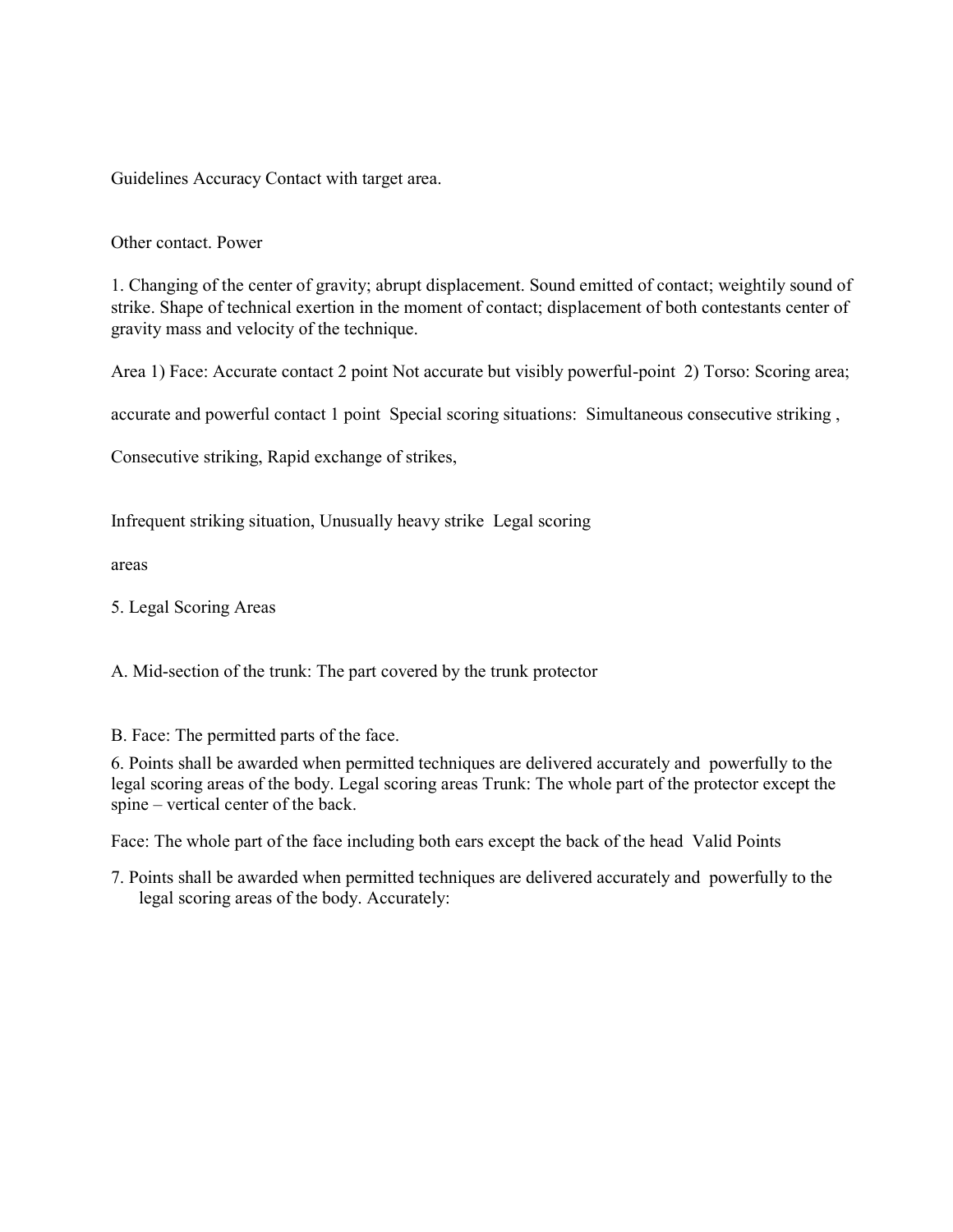Guidelines Accuracy Contact with target area.

Other contact. Power

1. Changing of the center of gravity; abrupt displacement. Sound emitted of contact; weightily sound of strike. Shape of technical exertion in the moment of contact; displacement of both contestants center of gravity mass and velocity of the technique.

Area 1) Face: Accurate contact 2 point Not accurate but visibly powerful-point 2) Torso: Scoring area;

accurate and powerful contact 1 point Special scoring situations: Simultaneous consecutive striking ,

Consecutive striking, Rapid exchange of strikes,

Infrequent striking situation, Unusually heavy strike Legal scoring

areas

5. Legal Scoring Areas

A. Mid-section of the trunk: The part covered by the trunk protector

B. Face: The permitted parts of the face.

6. Points shall be awarded when permitted techniques are delivered accurately and powerfully to the legal scoring areas of the body. Legal scoring areas Trunk: The whole part of the protector except the spine – vertical center of the back.

Face: The whole part of the face including both ears except the back of the head Valid Points

7. Points shall be awarded when permitted techniques are delivered accurately and powerfully to the legal scoring areas of the body. Accurately: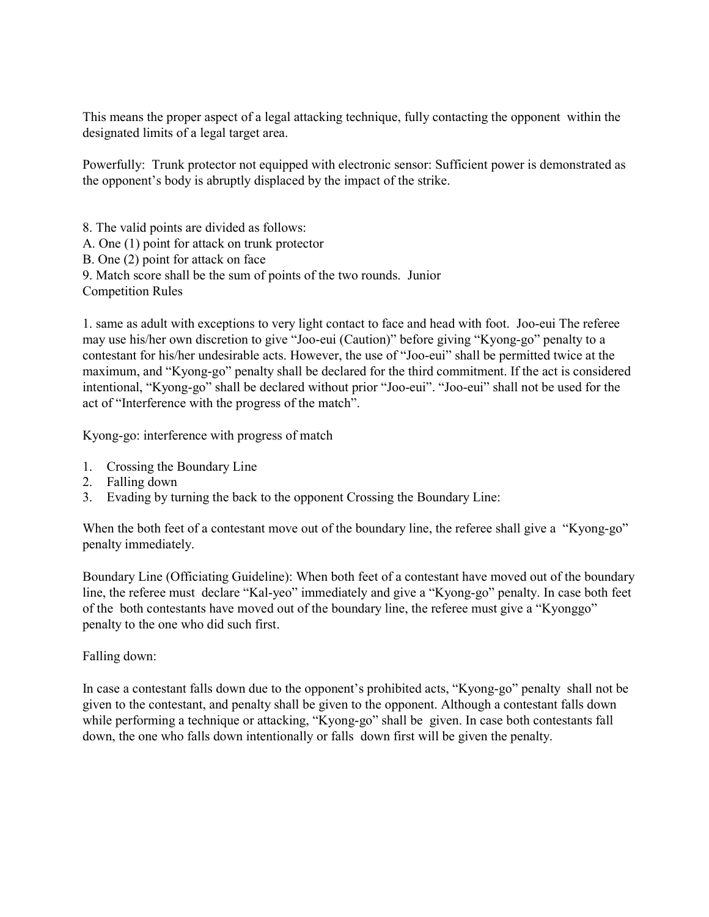This means the proper aspect of a legal attacking technique, fully contacting the opponent within the designated limits of a legal target area.

Powerfully: Trunk protector not equipped with electronic sensor: Sufficient power is demonstrated as the opponent's body is abruptly displaced by the impact of the strike.

8. The valid points are divided as follows:
A. One (1) point for attack on trunk protector
B. One (2) point for attack on face
9. Match score shall be the sum of points of the two rounds. Junior Competition Rules

1. same as adult with exceptions to very light contact to face and head with foot. Joo-eui The referee may use his/her own discretion to give "Joo-eui (Caution)" before giving "Kyong-go" penalty to a contestant for his/her undesirable acts. However, the use of "Joo-eui" shall be permitted twice at the maximum, and "Kyong-go" penalty shall be declared for the third commitment. If the act is considered intentional, "Kyong-go" shall be declared without prior "Joo-eui". "Joo-eui" shall not be used for the act of "Interference with the progress of the match".

Kyong-go: interference with progress of match

1. Crossing the Boundary Line
2. Falling down
3. Evading by turning the back to the opponent Crossing the Boundary Line:

When the both feet of a contestant move out of the boundary line, the referee shall give a "Kyong-go" penalty immediately.

Boundary Line (Officiating Guideline): When both feet of a contestant have moved out of the boundary line, the referee must declare "Kal-yeo" immediately and give a "Kyong-go" penalty. In case both feet of the both contestants have moved out of the boundary line, the referee must give a "Kyonggo" penalty to the one who did such first.

Falling down:

In case a contestant falls down due to the opponent's prohibited acts, "Kyong-go" penalty shall not be given to the contestant, and penalty shall be given to the opponent. Although a contestant falls down while performing a technique or attacking, "Kyong-go" shall be given. In case both contestants fall down, the one who falls down intentionally or falls down first will be given the penalty.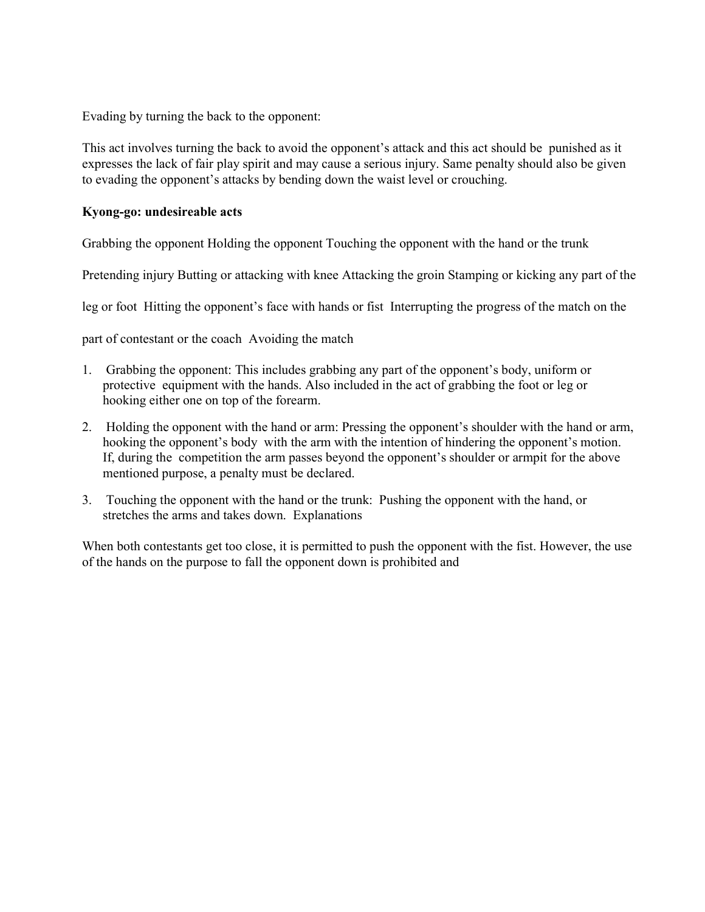Evading by turning the back to the opponent:

This act involves turning the back to avoid the opponent's attack and this act should be punished as it expresses the lack of fair play spirit and may cause a serious injury. Same penalty should also be given to evading the opponent's attacks by bending down the waist level or crouching.

**Kyong-go: undesireable acts**

Grabbing the opponent Holding the opponent Touching the opponent with the hand or the trunk

Pretending injury Butting or attacking with knee Attacking the groin Stamping or kicking any part of the leg or foot Hitting the opponent's face with hands or fist Interrupting the progress of the match on the part of contestant or the coach Avoiding the match

1. Grabbing the opponent: This includes grabbing any part of the opponent's body, uniform or protective equipment with the hands. Also included in the act of grabbing the foot or leg or hooking either one on top of the forearm.
2. Holding the opponent with the hand or arm: Pressing the opponent's shoulder with the hand or arm, hooking the opponent's body with the arm with the intention of hindering the opponent's motion. If, during the competition the arm passes beyond the opponent's shoulder or armpit for the above mentioned purpose, a penalty must be declared.
3. Touching the opponent with the hand or the trunk: Pushing the opponent with the hand, or stretches the arms and takes down. Explanations

When both contestants get too close, it is permitted to push the opponent with the fist. However, the use of the hands on the purpose to fall the opponent down is prohibited and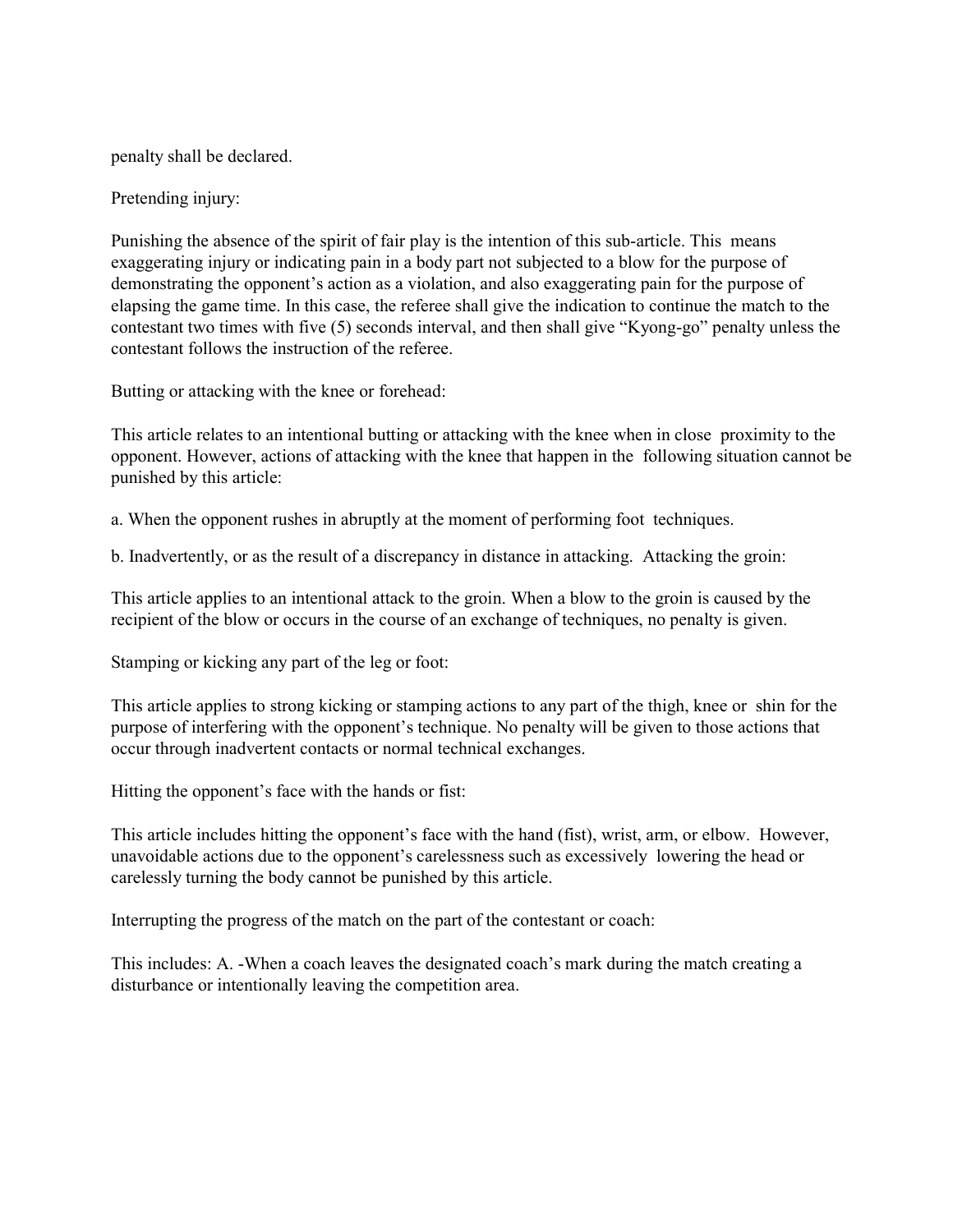penalty shall be declared.

Pretending injury:

Punishing the absence of the spirit of fair play is the intention of this sub-article. This means exaggerating injury or indicating pain in a body part not subjected to a blow for the purpose of demonstrating the opponent's action as a violation, and also exaggerating pain for the purpose of elapsing the game time. In this case, the referee shall give the indication to continue the match to the contestant two times with five (5) seconds interval, and then shall give "Kyong-go" penalty unless the contestant follows the instruction of the referee.

Butting or attacking with the knee or forehead:

This article relates to an intentional butting or attacking with the knee when in close proximity to the opponent. However, actions of attacking with the knee that happen in the following situation cannot be punished by this article:

a. When the opponent rushes in abruptly at the moment of performing foot techniques.

b. Inadvertently, or as the result of a discrepancy in distance in attacking. Attacking the groin:

This article applies to an intentional attack to the groin. When a blow to the groin is caused by the recipient of the blow or occurs in the course of an exchange of techniques, no penalty is given.

Stamping or kicking any part of the leg or foot:

This article applies to strong kicking or stamping actions to any part of the thigh, knee or shin for the purpose of interfering with the opponent's technique. No penalty will be given to those actions that occur through inadvertent contacts or normal technical exchanges.

Hitting the opponent's face with the hands or fist:

This article includes hitting the opponent's face with the hand (fist), wrist, arm, or elbow. However, unavoidable actions due to the opponent's carelessness such as excessively lowering the head or carelessly turning the body cannot be punished by this article.

Interrupting the progress of the match on the part of the contestant or coach:

This includes: A. -When a coach leaves the designated coach's mark during the match creating a disturbance or intentionally leaving the competition area.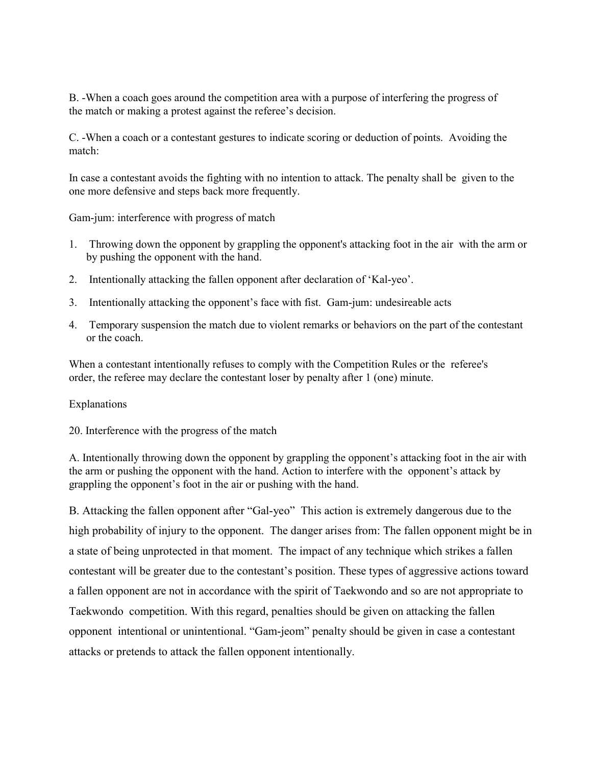B. -When a coach goes around the competition area with a purpose of interfering the progress of the match or making a protest against the referee's decision.

C. -When a coach or a contestant gestures to indicate scoring or deduction of points. Avoiding the match:

In case a contestant avoids the fighting with no intention to attack. The penalty shall be given to the one more defensive and steps back more frequently.

Gam-jum: interference with progress of match

1. Throwing down the opponent by grappling the opponent's attacking foot in the air with the arm or by pushing the opponent with the hand.
2. Intentionally attacking the fallen opponent after declaration of 'Kal-yeo'.
3. Intentionally attacking the opponent's face with fist. Gam-jum: undesireable acts
4. Temporary suspension the match due to violent remarks or behaviors on the part of the contestant or the coach.

When a contestant intentionally refuses to comply with the Competition Rules or the referee's order, the referee may declare the contestant loser by penalty after 1 (one) minute.

Explanations

20. Interference with the progress of the match

A. Intentionally throwing down the opponent by grappling the opponent's attacking foot in the air with the arm or pushing the opponent with the hand. Action to interfere with the opponent's attack by grappling the opponent's foot in the air or pushing with the hand.

B. Attacking the fallen opponent after "Gal-yeo" This action is extremely dangerous due to the high probability of injury to the opponent. The danger arises from: The fallen opponent might be in a state of being unprotected in that moment. The impact of any technique which strikes a fallen contestant will be greater due to the contestant's position. These types of aggressive actions toward a fallen opponent are not in accordance with the spirit of Taekwondo and so are not appropriate to Taekwondo competition. With this regard, penalties should be given on attacking the fallen opponent intentional or unintentional. "Gam-jeom" penalty should be given in case a contestant attacks or pretends to attack the fallen opponent intentionally.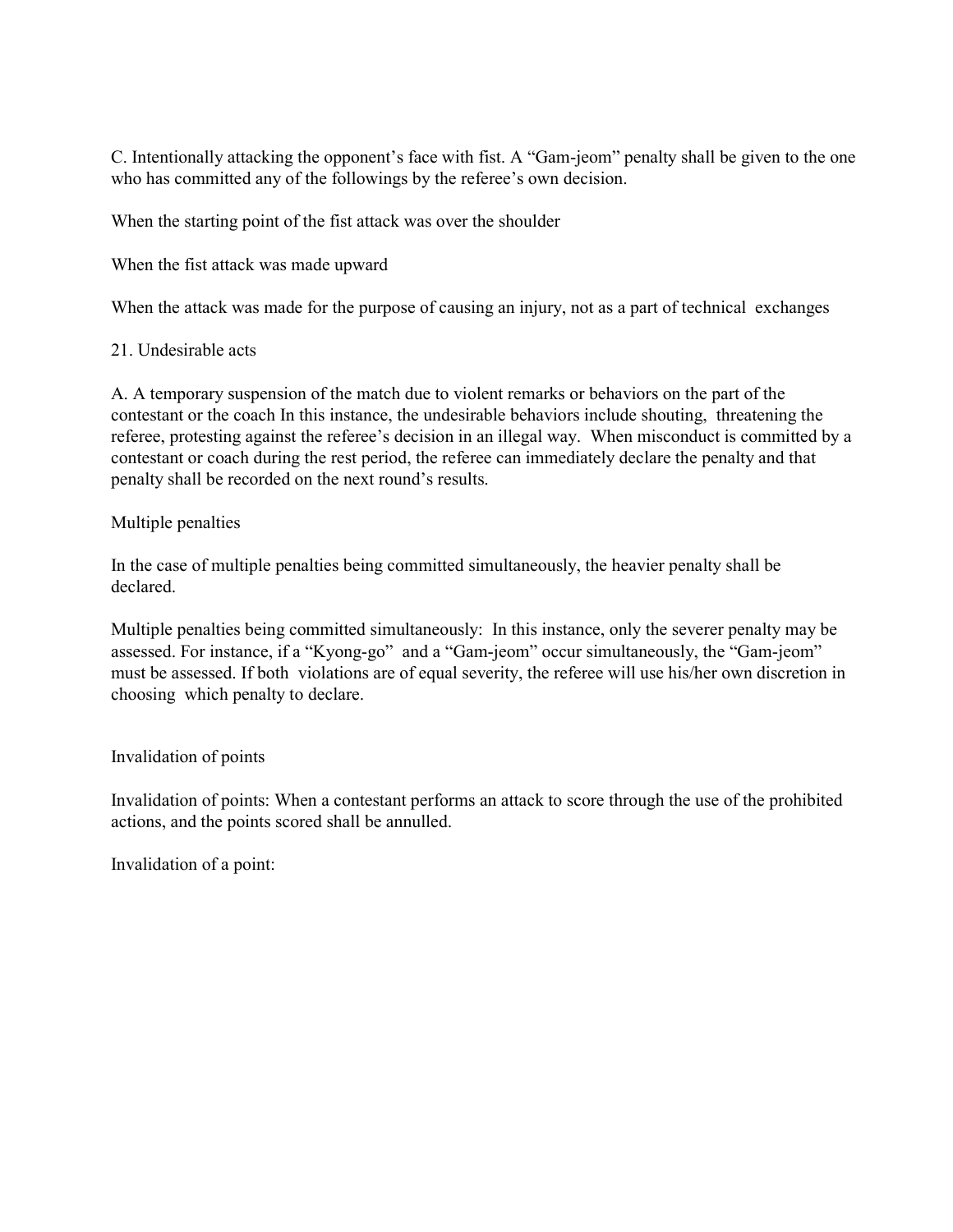C. Intentionally attacking the opponent's face with fist. A "Gam-jeom" penalty shall be given to the one who has committed any of the followings by the referee's own decision.

When the starting point of the fist attack was over the shoulder

When the fist attack was made upward

When the attack was made for the purpose of causing an injury, not as a part of technical exchanges

## 21. Undesirable acts

A. A temporary suspension of the match due to violent remarks or behaviors on the part of the contestant or the coach In this instance, the undesirable behaviors include shouting, threatening the referee, protesting against the referee's decision in an illegal way. When misconduct is committed by a contestant or coach during the rest period, the referee can immediately declare the penalty and that penalty shall be recorded on the next round's results.

### Multiple penalties

In the case of multiple penalties being committed simultaneously, the heavier penalty shall be declared.

Multiple penalties being committed simultaneously: In this instance, only the severer penalty may be assessed. For instance, if a "Kyong-go" and a "Gam-jeom" occur simultaneously, the "Gam-jeom" must be assessed. If both violations are of equal severity, the referee will use his/her own discretion in choosing which penalty to declare.

### Invalidation of points

Invalidation of points: When a contestant performs an attack to score through the use of the prohibited actions, and the points scored shall be annulled.

Invalidation of a point: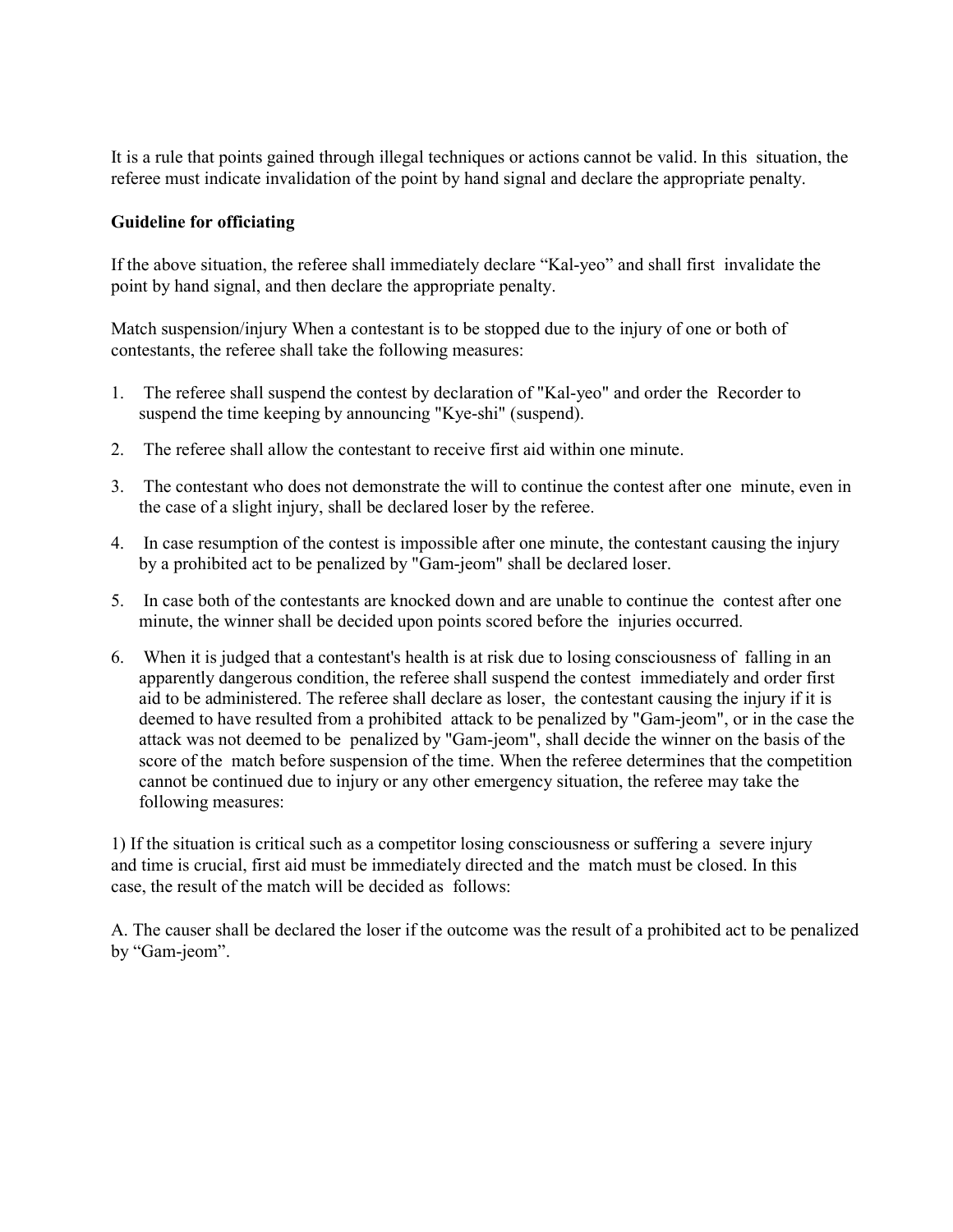It is a rule that points gained through illegal techniques or actions cannot be valid. In this situation, the referee must indicate invalidation of the point by hand signal and declare the appropriate penalty.

**Guideline for officiating**

If the above situation, the referee shall immediately declare “Kal-yeo” and shall first invalidate the point by hand signal, and then declare the appropriate penalty.

Match suspension/injury When a contestant is to be stopped due to the injury of one or both of contestants, the referee shall take the following measures:

1. The referee shall suspend the contest by declaration of "Kal-yeo" and order the Recorder to suspend the time keeping by announcing "Kye-shi" (suspend).
2. The referee shall allow the contestant to receive first aid within one minute.
3. The contestant who does not demonstrate the will to continue the contest after one minute, even in the case of a slight injury, shall be declared loser by the referee.
4. In case resumption of the contest is impossible after one minute, the contestant causing the injury by a prohibited act to be penalized by "Gam-jeom" shall be declared loser.
5. In case both of the contestants are knocked down and are unable to continue the contest after one minute, the winner shall be decided upon points scored before the injuries occurred.
6. When it is judged that a contestant's health is at risk due to losing consciousness of falling in an apparently dangerous condition, the referee shall suspend the contest immediately and order first aid to be administered. The referee shall declare as loser, the contestant causing the injury if it is deemed to have resulted from a prohibited attack to be penalized by "Gam-jeom", or in the case the attack was not deemed to be penalized by "Gam-jeom", shall decide the winner on the basis of the score of the match before suspension of the time. When the referee determines that the competition cannot be continued due to injury or any other emergency situation, the referee may take the following measures:

1) If the situation is critical such as a competitor losing consciousness or suffering a severe injury and time is crucial, first aid must be immediately directed and the match must be closed. In this case, the result of the match will be decided as follows:

A. The causer shall be declared the loser if the outcome was the result of a prohibited act to be penalized by “Gam-jeom”.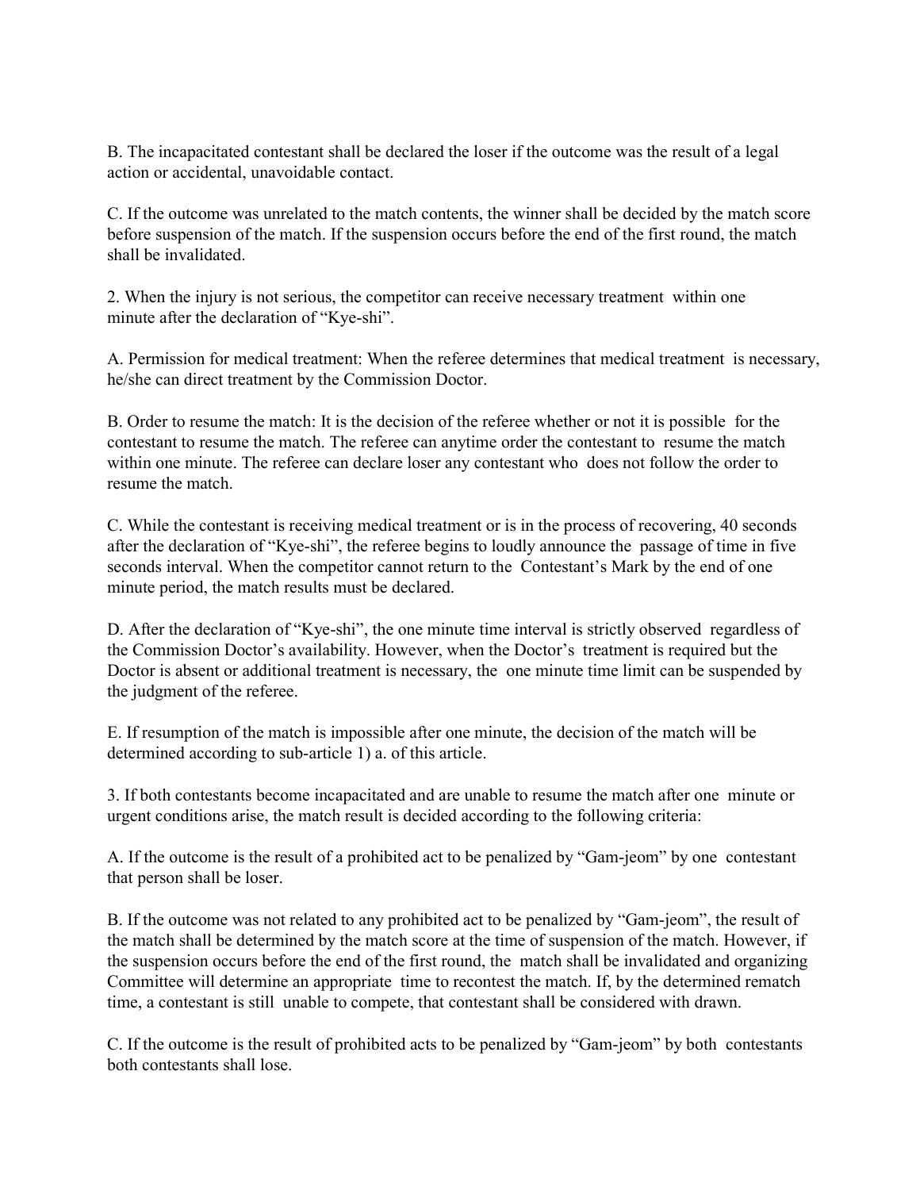B. The incapacitated contestant shall be declared the loser if the outcome was the result of a legal action or accidental, unavoidable contact.

C. If the outcome was unrelated to the match contents, the winner shall be decided by the match score before suspension of the match. If the suspension occurs before the end of the first round, the match shall be invalidated.

2. When the injury is not serious, the competitor can receive necessary treatment within one minute after the declaration of "Kye-shi".

A. Permission for medical treatment: When the referee determines that medical treatment is necessary, he/she can direct treatment by the Commission Doctor.

B. Order to resume the match: It is the decision of the referee whether or not it is possible for the contestant to resume the match. The referee can anytime order the contestant to resume the match within one minute. The referee can declare loser any contestant who does not follow the order to resume the match.

C. While the contestant is receiving medical treatment or is in the process of recovering, 40 seconds after the declaration of "Kye-shi", the referee begins to loudly announce the passage of time in five seconds interval. When the competitor cannot return to the Contestant's Mark by the end of one minute period, the match results must be declared.

D. After the declaration of "Kye-shi", the one minute time interval is strictly observed regardless of the Commission Doctor's availability. However, when the Doctor's treatment is required but the Doctor is absent or additional treatment is necessary, the one minute time limit can be suspended by the judgment of the referee.

E. If resumption of the match is impossible after one minute, the decision of the match will be determined according to sub-article 1) a. of this article.

3. If both contestants become incapacitated and are unable to resume the match after one minute or urgent conditions arise, the match result is decided according to the following criteria:

A. If the outcome is the result of a prohibited act to be penalized by "Gam-jeom" by one contestant that person shall be loser.

B. If the outcome was not related to any prohibited act to be penalized by "Gam-jeom", the result of the match shall be determined by the match score at the time of suspension of the match. However, if the suspension occurs before the end of the first round, the match shall be invalidated and organizing Committee will determine an appropriate time to recontest the match. If, by the determined rematch time, a contestant is still unable to compete, that contestant shall be considered with drawn.

C. If the outcome is the result of prohibited acts to be penalized by "Gam-jeom" by both contestants both contestants shall lose.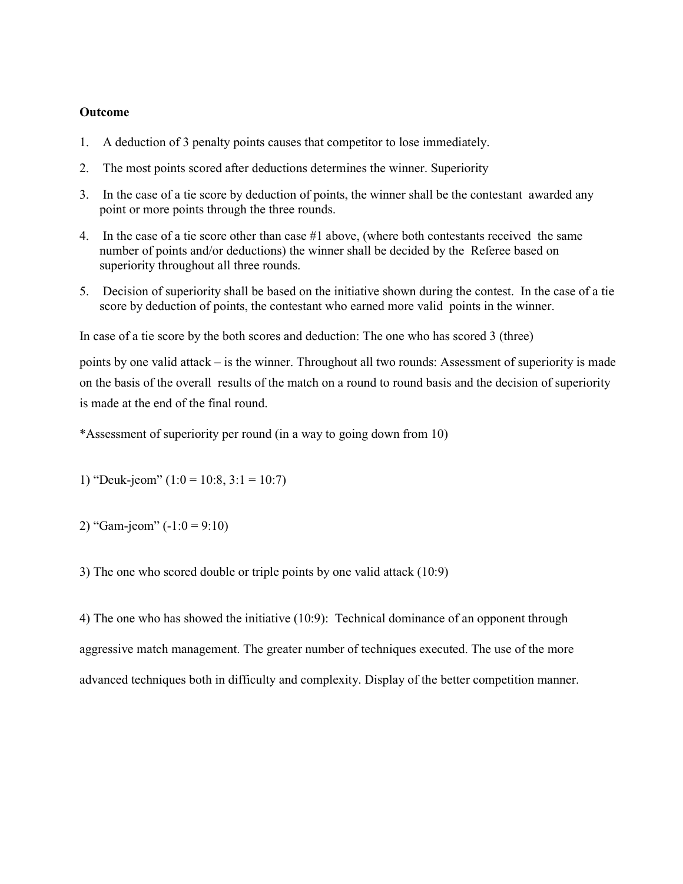**Outcome**

1. A deduction of 3 penalty points causes that competitor to lose immediately.
2. The most points scored after deductions determines the winner. Superiority
3. In the case of a tie score by deduction of points, the winner shall be the contestant awarded any point or more points through the three rounds.
4. In the case of a tie score other than case #1 above, (where both contestants received the same number of points and/or deductions) the winner shall be decided by the Referee based on superiority throughout all three rounds.
5. Decision of superiority shall be based on the initiative shown during the contest. In the case of a tie score by deduction of points, the contestant who earned more valid points in the winner.

In case of a tie score by the both scores and deduction: The one who has scored 3 (three) points by one valid attack – is the winner. Throughout all two rounds: Assessment of superiority is made on the basis of the overall results of the match on a round to round basis and the decision of superiority is made at the end of the final round.

*Assessment of superiority per round (in a way to going down from 10)

1) "Deuk-jeom" (1:0 = 10:8, 3:1 = 10:7)

2) "Gam-jeom" (-1:0 = 9:10)

3) The one who scored double or triple points by one valid attack (10:9)

4) The one who has showed the initiative (10:9): Technical dominance of an opponent through aggressive match management. The greater number of techniques executed. The use of the more advanced techniques both in difficulty and complexity. Display of the better competition manner.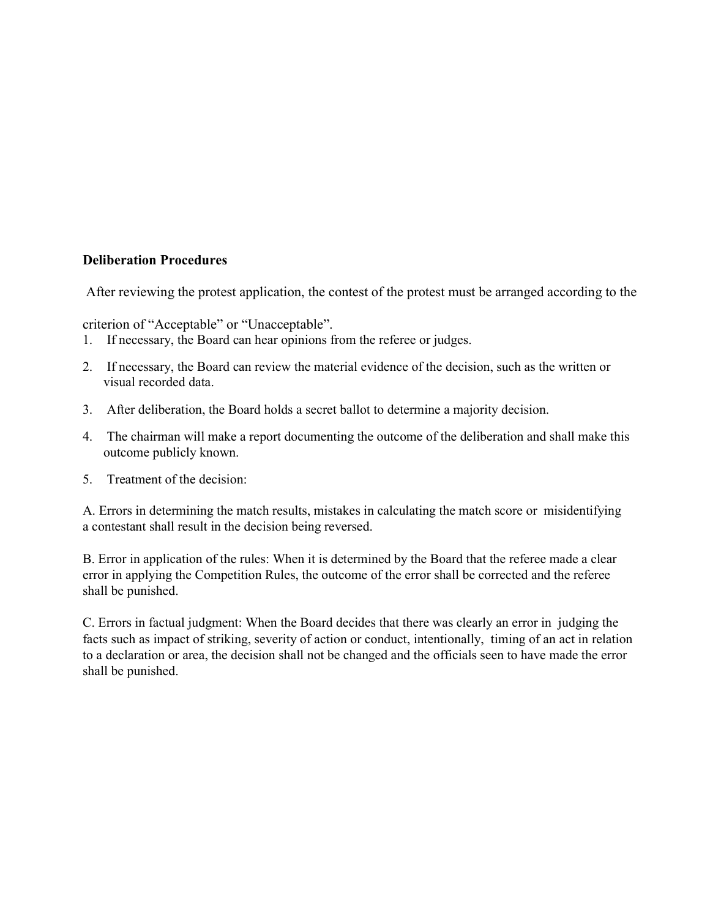**Deliberation Procedures**

After reviewing the protest application, the contest of the protest must be arranged according to the criterion of "Acceptable" or "Unacceptable".

1. If necessary, the Board can hear opinions from the referee or judges.
2. If necessary, the Board can review the material evidence of the decision, such as the written or visual recorded data.
3. After deliberation, the Board holds a secret ballot to determine a majority decision.
4. The chairman will make a report documenting the outcome of the deliberation and shall make this outcome publicly known.
5. Treatment of the decision:

A. Errors in determining the match results, mistakes in calculating the match score or misidentifying a contestant shall result in the decision being reversed.

B. Error in application of the rules: When it is determined by the Board that the referee made a clear error in applying the Competition Rules, the outcome of the error shall be corrected and the referee shall be punished.

C. Errors in factual judgment: When the Board decides that there was clearly an error in judging the facts such as impact of striking, severity of action or conduct, intentionally, timing of an act in relation to a declaration or area, the decision shall not be changed and the officials seen to have made the error shall be punished.